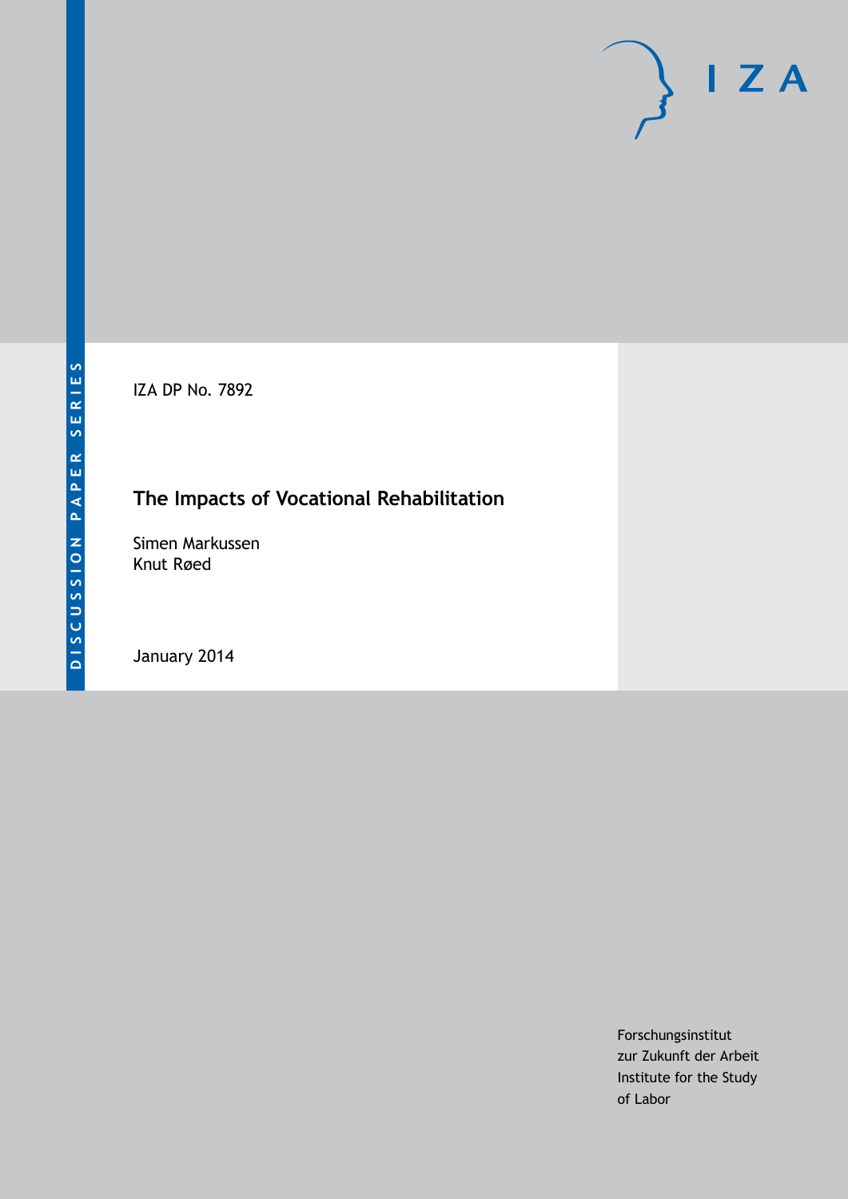DISCUSSION PAPER SERIES

IZA

IZA DP No. 7892

# The Impacts of Vocational Rehabilitation

Simen Markussen
Knut Røed

January 2014

Forschungsinstitut
zur Zukunft der Arbeit
Institute for the Study
of Labor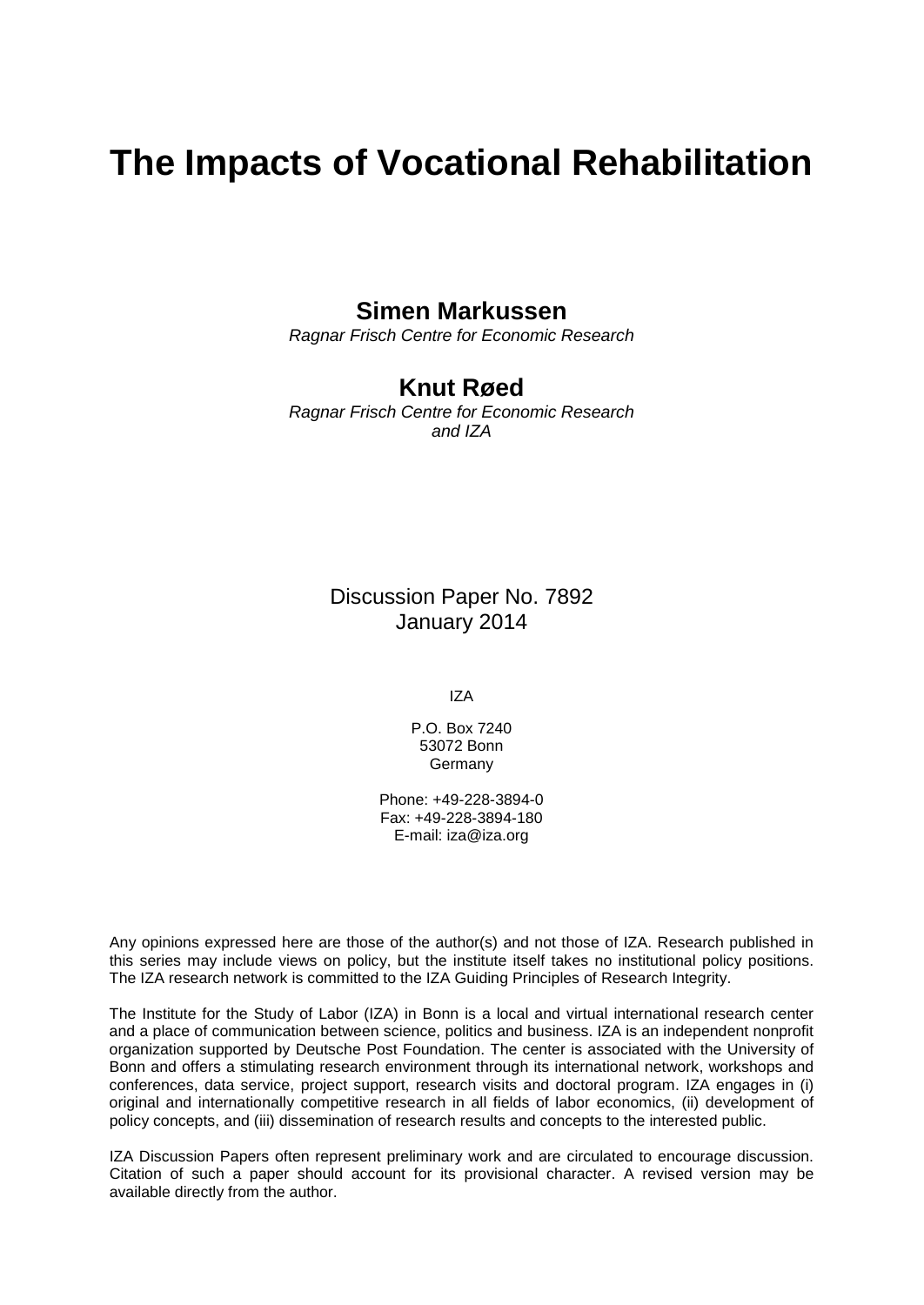# The Impacts of Vocational Rehabilitation

**Simen Markussen**
*Ragnar Frisch Centre for Economic Research*

**Knut Røed**
*Ragnar Frisch Centre for Economic Research and IZA*

Discussion Paper No. 7892
January 2014

IZA

P.O. Box 7240
53072 Bonn
Germany

Phone: +49-228-3894-0
Fax: +49-228-3894-180
E-mail: iza@iza.org

Any opinions expressed here are those of the author(s) and not those of IZA. Research published in this series may include views on policy, but the institute itself takes no institutional policy positions. The IZA research network is committed to the IZA Guiding Principles of Research Integrity.

The Institute for the Study of Labor (IZA) in Bonn is a local and virtual international research center and a place of communication between science, politics and business. IZA is an independent nonprofit organization supported by Deutsche Post Foundation. The center is associated with the University of Bonn and offers a stimulating research environment through its international network, workshops and conferences, data service, project support, research visits and doctoral program. IZA engages in (i) original and internationally competitive research in all fields of labor economics, (ii) development of policy concepts, and (iii) dissemination of research results and concepts to the interested public.

IZA Discussion Papers often represent preliminary work and are circulated to encourage discussion. Citation of such a paper should account for its provisional character. A revised version may be available directly from the author.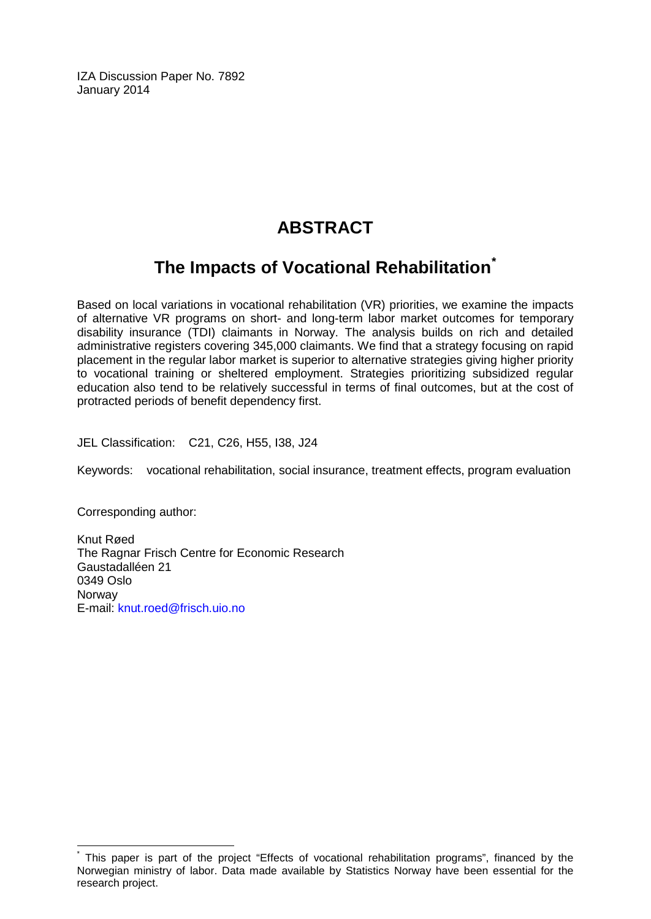IZA Discussion Paper No. 7892
January 2014

# ABSTRACT

## The Impacts of Vocational Rehabilitation[*]

Based on local variations in vocational rehabilitation (VR) priorities, we examine the impacts of alternative VR programs on short- and long-term labor market outcomes for temporary disability insurance (TDI) claimants in Norway. The analysis builds on rich and detailed administrative registers covering 345,000 claimants. We find that a strategy focusing on rapid placement in the regular labor market is superior to alternative strategies giving higher priority to vocational training or sheltered employment. Strategies prioritizing subsidized regular education also tend to be relatively successful in terms of final outcomes, but at the cost of protracted periods of benefit dependency first.

JEL Classification: C21, C26, H55, I38, J24

Keywords: vocational rehabilitation, social insurance, treatment effects, program evaluation

Corresponding author:

Knut Røed
The Ragnar Frisch Centre for Economic Research
Gaustadalléen 21
0349 Oslo
Norway
E-mail: knut.roed@frisch.uio.no

[*] This paper is part of the project "Effects of vocational rehabilitation programs", financed by the Norwegian ministry of labor. Data made available by Statistics Norway have been essential for the research project.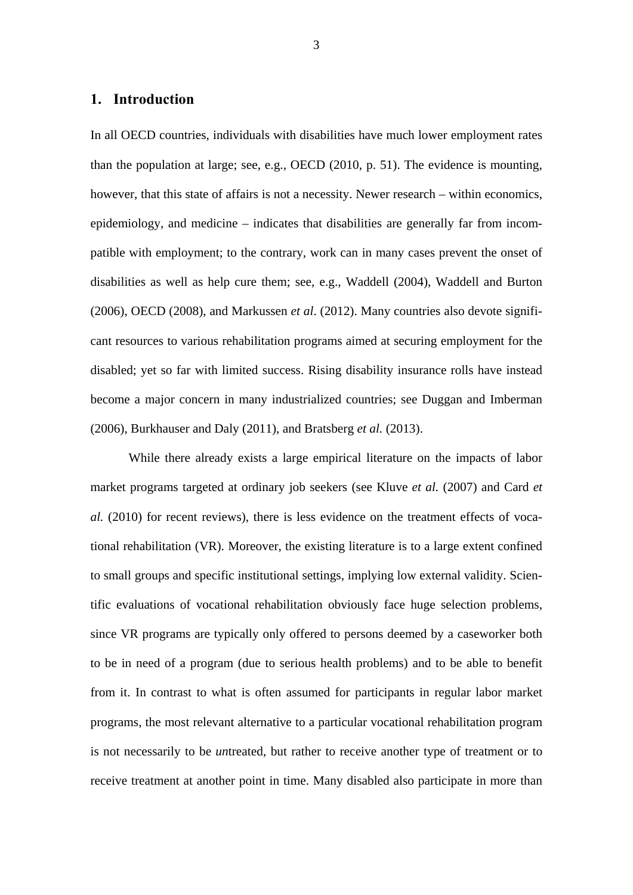## 1. Introduction

In all OECD countries, individuals with disabilities have much lower employment rates than the population at large; see, e.g., OECD (2010, p. 51). The evidence is mounting, however, that this state of affairs is not a necessity. Newer research – within economics, epidemiology, and medicine – indicates that disabilities are generally far from incompatible with employment; to the contrary, work can in many cases prevent the onset of disabilities as well as help cure them; see, e.g., Waddell (2004), Waddell and Burton (2006), OECD (2008), and Markussen *et al*. (2012). Many countries also devote significant resources to various rehabilitation programs aimed at securing employment for the disabled; yet so far with limited success. Rising disability insurance rolls have instead become a major concern in many industrialized countries; see Duggan and Imberman (2006), Burkhauser and Daly (2011), and Bratsberg *et al.* (2013).

While there already exists a large empirical literature on the impacts of labor market programs targeted at ordinary job seekers (see Kluve *et al.* (2007) and Card *et al.* (2010) for recent reviews), there is less evidence on the treatment effects of vocational rehabilitation (VR). Moreover, the existing literature is to a large extent confined to small groups and specific institutional settings, implying low external validity. Scientific evaluations of vocational rehabilitation obviously face huge selection problems, since VR programs are typically only offered to persons deemed by a caseworker both to be in need of a program (due to serious health problems) and to be able to benefit from it. In contrast to what is often assumed for participants in regular labor market programs, the most relevant alternative to a particular vocational rehabilitation program is not necessarily to be *un*treated, but rather to receive another type of treatment or to receive treatment at another point in time. Many disabled also participate in more than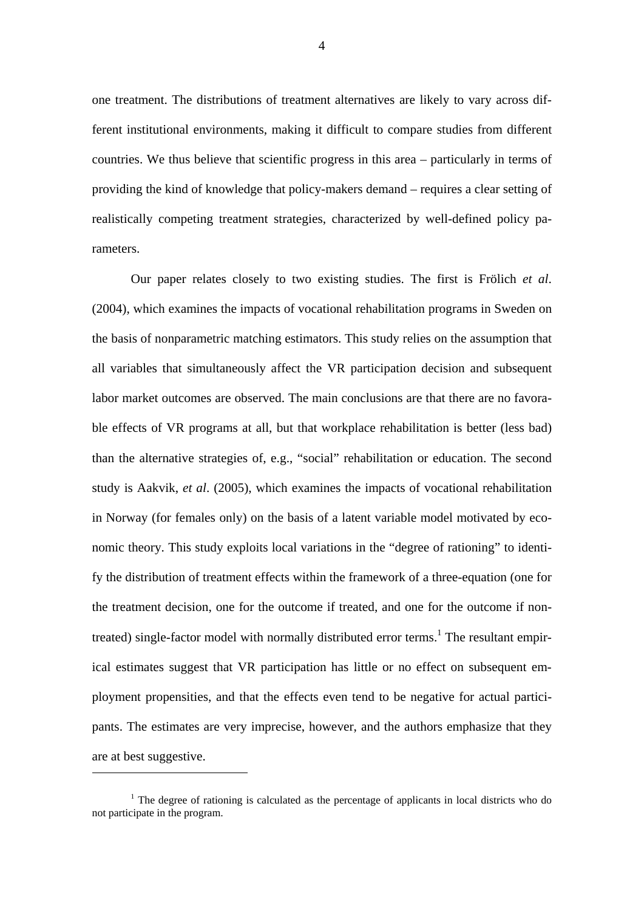one treatment. The distributions of treatment alternatives are likely to vary across different institutional environments, making it difficult to compare studies from different countries. We thus believe that scientific progress in this area – particularly in terms of providing the kind of knowledge that policy-makers demand – requires a clear setting of realistically competing treatment strategies, characterized by well-defined policy parameters.

Our paper relates closely to two existing studies. The first is Frölich *et al*. (2004), which examines the impacts of vocational rehabilitation programs in Sweden on the basis of nonparametric matching estimators. This study relies on the assumption that all variables that simultaneously affect the VR participation decision and subsequent labor market outcomes are observed. The main conclusions are that there are no favorable effects of VR programs at all, but that workplace rehabilitation is better (less bad) than the alternative strategies of, e.g., "social" rehabilitation or education. The second study is Aakvik, *et al*. (2005), which examines the impacts of vocational rehabilitation in Norway (for females only) on the basis of a latent variable model motivated by economic theory. This study exploits local variations in the "degree of rationing" to identify the distribution of treatment effects within the framework of a three-equation (one for the treatment decision, one for the outcome if treated, and one for the outcome if non-treated) single-factor model with normally distributed error terms.[1] The resultant empirical estimates suggest that VR participation has little or no effect on subsequent employment propensities, and that the effects even tend to be negative for actual participants. The estimates are very imprecise, however, and the authors emphasize that they are at best suggestive.

[1] The degree of rationing is calculated as the percentage of applicants in local districts who do not participate in the program.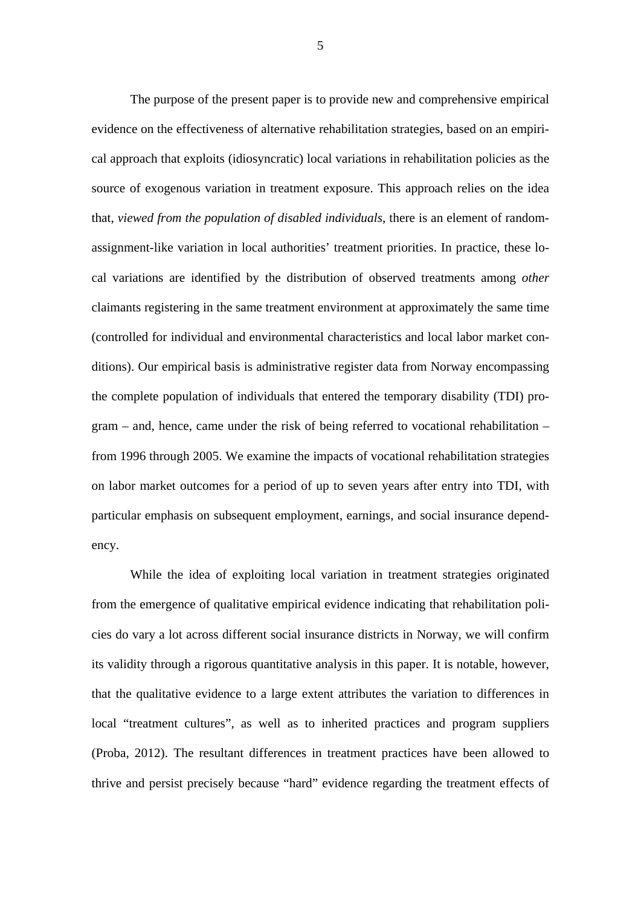The purpose of the present paper is to provide new and comprehensive empirical evidence on the effectiveness of alternative rehabilitation strategies, based on an empirical approach that exploits (idiosyncratic) local variations in rehabilitation policies as the source of exogenous variation in treatment exposure. This approach relies on the idea that, *viewed from the population of disabled individuals*, there is an element of random-assignment-like variation in local authorities' treatment priorities. In practice, these local variations are identified by the distribution of observed treatments among *other* claimants registering in the same treatment environment at approximately the same time (controlled for individual and environmental characteristics and local labor market conditions). Our empirical basis is administrative register data from Norway encompassing the complete population of individuals that entered the temporary disability (TDI) program – and, hence, came under the risk of being referred to vocational rehabilitation – from 1996 through 2005. We examine the impacts of vocational rehabilitation strategies on labor market outcomes for a period of up to seven years after entry into TDI, with particular emphasis on subsequent employment, earnings, and social insurance dependency.

While the idea of exploiting local variation in treatment strategies originated from the emergence of qualitative empirical evidence indicating that rehabilitation policies do vary a lot across different social insurance districts in Norway, we will confirm its validity through a rigorous quantitative analysis in this paper. It is notable, however, that the qualitative evidence to a large extent attributes the variation to differences in local "treatment cultures", as well as to inherited practices and program suppliers (Proba, 2012). The resultant differences in treatment practices have been allowed to thrive and persist precisely because "hard" evidence regarding the treatment effects of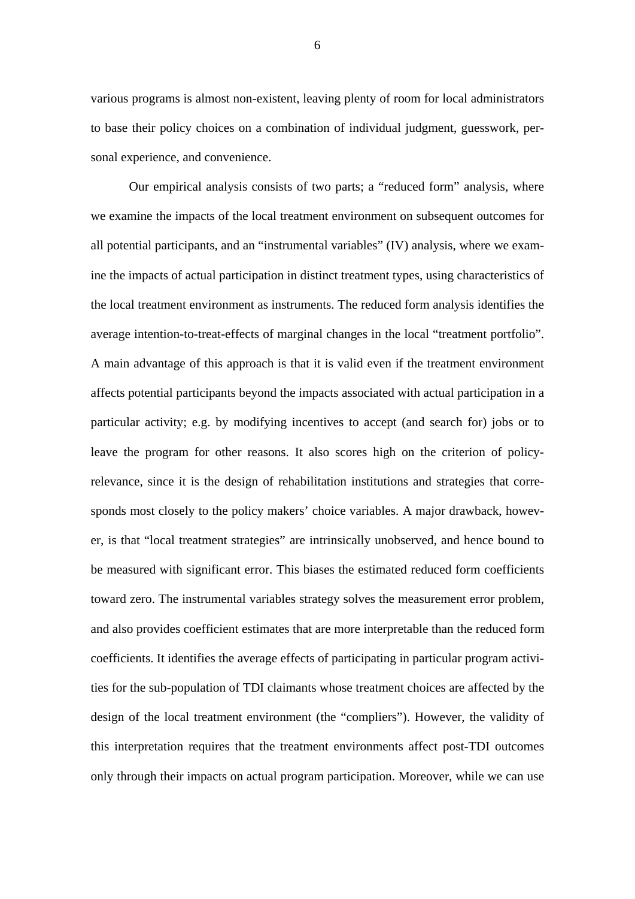various programs is almost non-existent, leaving plenty of room for local administrators to base their policy choices on a combination of individual judgment, guesswork, personal experience, and convenience.

Our empirical analysis consists of two parts; a "reduced form" analysis, where we examine the impacts of the local treatment environment on subsequent outcomes for all potential participants, and an "instrumental variables" (IV) analysis, where we examine the impacts of actual participation in distinct treatment types, using characteristics of the local treatment environment as instruments. The reduced form analysis identifies the average intention-to-treat-effects of marginal changes in the local "treatment portfolio". A main advantage of this approach is that it is valid even if the treatment environment affects potential participants beyond the impacts associated with actual participation in a particular activity; e.g. by modifying incentives to accept (and search for) jobs or to leave the program for other reasons. It also scores high on the criterion of policy-relevance, since it is the design of rehabilitation institutions and strategies that corresponds most closely to the policy makers' choice variables. A major drawback, however, is that "local treatment strategies" are intrinsically unobserved, and hence bound to be measured with significant error. This biases the estimated reduced form coefficients toward zero. The instrumental variables strategy solves the measurement error problem, and also provides coefficient estimates that are more interpretable than the reduced form coefficients. It identifies the average effects of participating in particular program activities for the sub-population of TDI claimants whose treatment choices are affected by the design of the local treatment environment (the "compliers"). However, the validity of this interpretation requires that the treatment environments affect post-TDI outcomes only through their impacts on actual program participation. Moreover, while we can use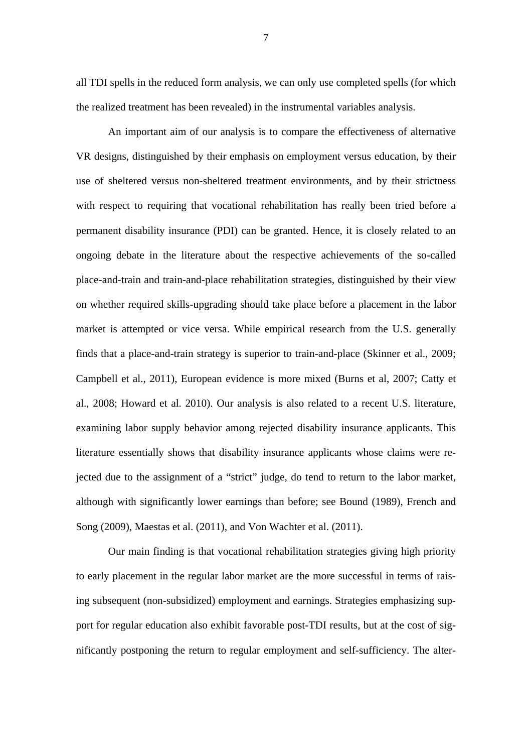all TDI spells in the reduced form analysis, we can only use completed spells (for which the realized treatment has been revealed) in the instrumental variables analysis.

An important aim of our analysis is to compare the effectiveness of alternative VR designs, distinguished by their emphasis on employment versus education, by their use of sheltered versus non-sheltered treatment environments, and by their strictness with respect to requiring that vocational rehabilitation has really been tried before a permanent disability insurance (PDI) can be granted. Hence, it is closely related to an ongoing debate in the literature about the respective achievements of the so-called place-and-train and train-and-place rehabilitation strategies, distinguished by their view on whether required skills-upgrading should take place before a placement in the labor market is attempted or vice versa. While empirical research from the U.S. generally finds that a place-and-train strategy is superior to train-and-place (Skinner et al., 2009; Campbell et al., 2011), European evidence is more mixed (Burns et al, 2007; Catty et al., 2008; Howard et al. 2010). Our analysis is also related to a recent U.S. literature, examining labor supply behavior among rejected disability insurance applicants. This literature essentially shows that disability insurance applicants whose claims were rejected due to the assignment of a "strict" judge, do tend to return to the labor market, although with significantly lower earnings than before; see Bound (1989), French and Song (2009), Maestas et al. (2011), and Von Wachter et al. (2011).

Our main finding is that vocational rehabilitation strategies giving high priority to early placement in the regular labor market are the more successful in terms of raising subsequent (non-subsidized) employment and earnings. Strategies emphasizing support for regular education also exhibit favorable post-TDI results, but at the cost of significantly postponing the return to regular employment and self-sufficiency. The alter-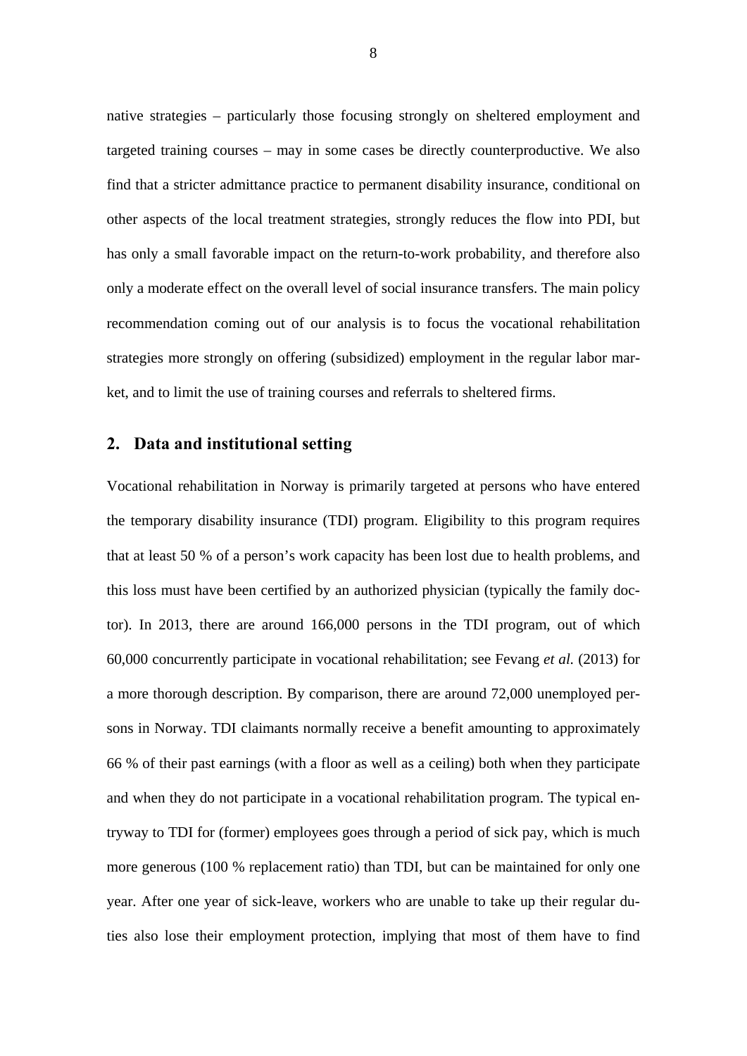native strategies – particularly those focusing strongly on sheltered employment and targeted training courses – may in some cases be directly counterproductive. We also find that a stricter admittance practice to permanent disability insurance, conditional on other aspects of the local treatment strategies, strongly reduces the flow into PDI, but has only a small favorable impact on the return-to-work probability, and therefore also only a moderate effect on the overall level of social insurance transfers. The main policy recommendation coming out of our analysis is to focus the vocational rehabilitation strategies more strongly on offering (subsidized) employment in the regular labor market, and to limit the use of training courses and referrals to sheltered firms.

## 2. Data and institutional setting

Vocational rehabilitation in Norway is primarily targeted at persons who have entered the temporary disability insurance (TDI) program. Eligibility to this program requires that at least 50 % of a person's work capacity has been lost due to health problems, and this loss must have been certified by an authorized physician (typically the family doctor). In 2013, there are around 166,000 persons in the TDI program, out of which 60,000 concurrently participate in vocational rehabilitation; see Fevang *et al.* (2013) for a more thorough description. By comparison, there are around 72,000 unemployed persons in Norway. TDI claimants normally receive a benefit amounting to approximately 66 % of their past earnings (with a floor as well as a ceiling) both when they participate and when they do not participate in a vocational rehabilitation program. The typical entryway to TDI for (former) employees goes through a period of sick pay, which is much more generous (100 % replacement ratio) than TDI, but can be maintained for only one year. After one year of sick-leave, workers who are unable to take up their regular duties also lose their employment protection, implying that most of them have to find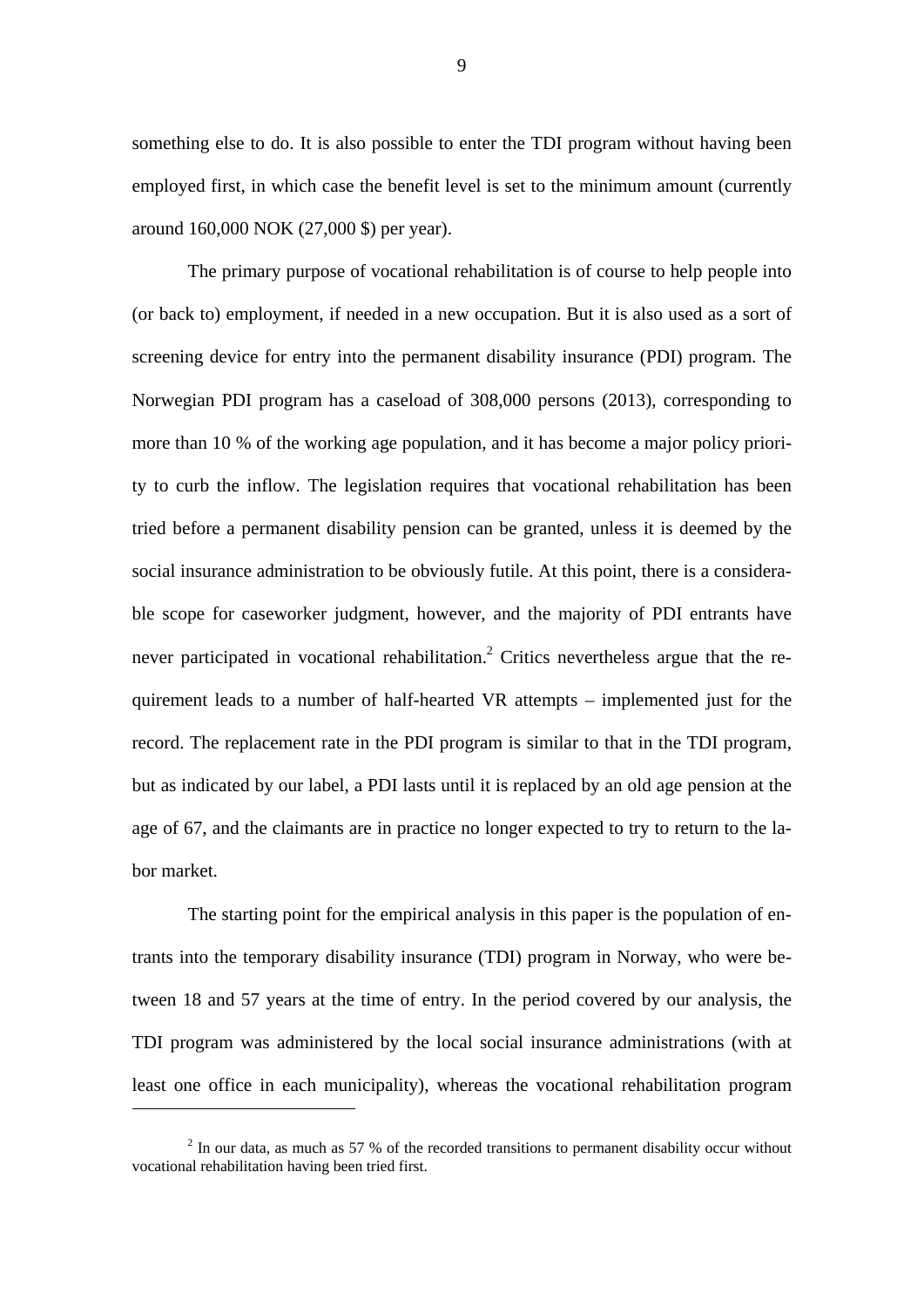something else to do. It is also possible to enter the TDI program without having been employed first, in which case the benefit level is set to the minimum amount (currently around 160,000 NOK (27,000 $) per year).

The primary purpose of vocational rehabilitation is of course to help people into (or back to) employment, if needed in a new occupation. But it is also used as a sort of screening device for entry into the permanent disability insurance (PDI) program. The Norwegian PDI program has a caseload of 308,000 persons (2013), corresponding to more than 10 % of the working age population, and it has become a major policy priority to curb the inflow. The legislation requires that vocational rehabilitation has been tried before a permanent disability pension can be granted, unless it is deemed by the social insurance administration to be obviously futile. At this point, there is a considerable scope for caseworker judgment, however, and the majority of PDI entrants have never participated in vocational rehabilitation.[2] Critics nevertheless argue that the requirement leads to a number of half-hearted VR attempts – implemented just for the record. The replacement rate in the PDI program is similar to that in the TDI program, but as indicated by our label, a PDI lasts until it is replaced by an old age pension at the age of 67, and the claimants are in practice no longer expected to try to return to the labor market.

The starting point for the empirical analysis in this paper is the population of entrants into the temporary disability insurance (TDI) program in Norway, who were between 18 and 57 years at the time of entry. In the period covered by our analysis, the TDI program was administered by the local social insurance administrations (with at least one office in each municipality), whereas the vocational rehabilitation program

[2] In our data, as much as 57 % of the recorded transitions to permanent disability occur without vocational rehabilitation having been tried first.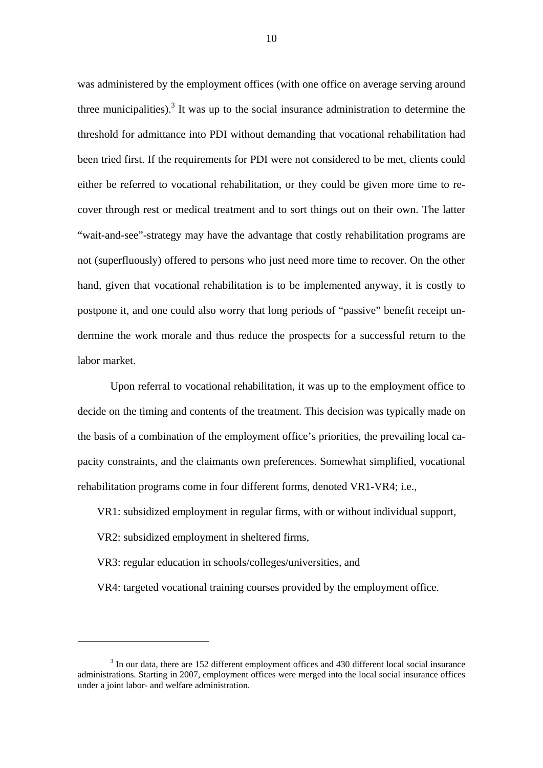was administered by the employment offices (with one office on average serving around three municipalities).[3] It was up to the social insurance administration to determine the threshold for admittance into PDI without demanding that vocational rehabilitation had been tried first. If the requirements for PDI were not considered to be met, clients could either be referred to vocational rehabilitation, or they could be given more time to recover through rest or medical treatment and to sort things out on their own. The latter "wait-and-see"-strategy may have the advantage that costly rehabilitation programs are not (superfluously) offered to persons who just need more time to recover. On the other hand, given that vocational rehabilitation is to be implemented anyway, it is costly to postpone it, and one could also worry that long periods of "passive" benefit receipt undermine the work morale and thus reduce the prospects for a successful return to the labor market.

Upon referral to vocational rehabilitation, it was up to the employment office to decide on the timing and contents of the treatment. This decision was typically made on the basis of a combination of the employment office's priorities, the prevailing local capacity constraints, and the claimants own preferences. Somewhat simplified, vocational rehabilitation programs come in four different forms, denoted VR1-VR4; i.e.,

VR1: subsidized employment in regular firms, with or without individual support,

VR2: subsidized employment in sheltered firms,

VR3: regular education in schools/colleges/universities, and

VR4: targeted vocational training courses provided by the employment office.

---

[3] In our data, there are 152 different employment offices and 430 different local social insurance administrations. Starting in 2007, employment offices were merged into the local social insurance offices under a joint labor- and welfare administration.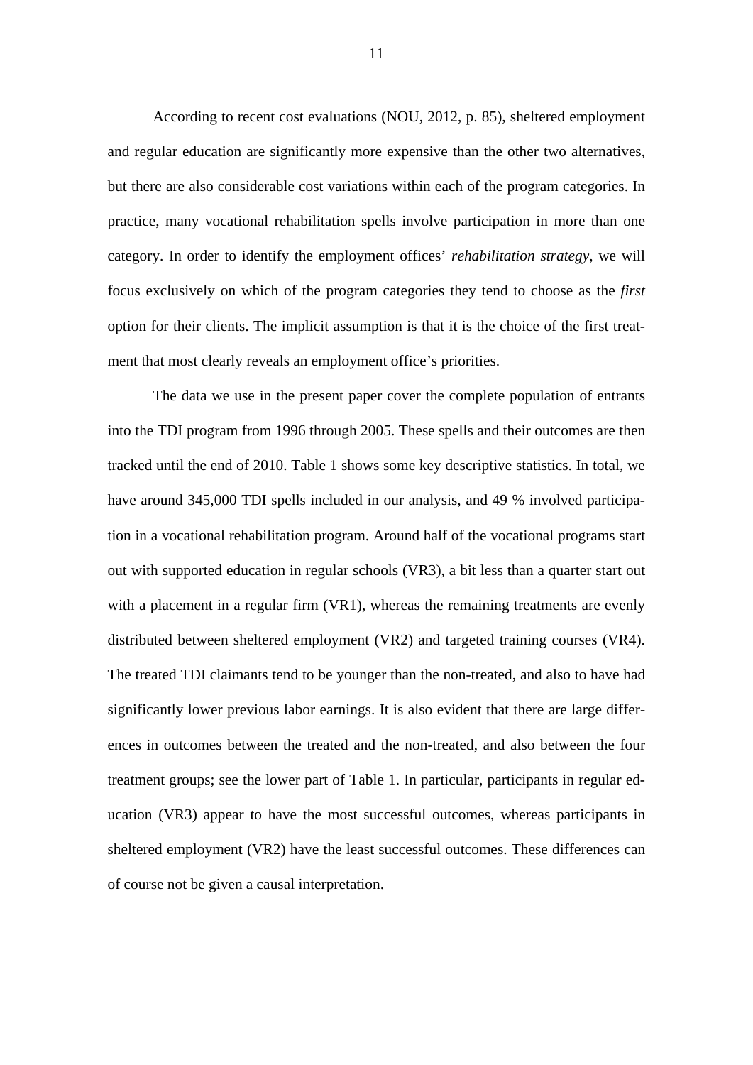According to recent cost evaluations (NOU, 2012, p. 85), sheltered employment and regular education are significantly more expensive than the other two alternatives, but there are also considerable cost variations within each of the program categories. In practice, many vocational rehabilitation spells involve participation in more than one category. In order to identify the employment offices' *rehabilitation strategy*, we will focus exclusively on which of the program categories they tend to choose as the *first* option for their clients. The implicit assumption is that it is the choice of the first treatment that most clearly reveals an employment office's priorities.

The data we use in the present paper cover the complete population of entrants into the TDI program from 1996 through 2005. These spells and their outcomes are then tracked until the end of 2010. Table 1 shows some key descriptive statistics. In total, we have around 345,000 TDI spells included in our analysis, and 49 % involved participation in a vocational rehabilitation program. Around half of the vocational programs start out with supported education in regular schools (VR3), a bit less than a quarter start out with a placement in a regular firm (VR1), whereas the remaining treatments are evenly distributed between sheltered employment (VR2) and targeted training courses (VR4). The treated TDI claimants tend to be younger than the non-treated, and also to have had significantly lower previous labor earnings. It is also evident that there are large differences in outcomes between the treated and the non-treated, and also between the four treatment groups; see the lower part of Table 1. In particular, participants in regular education (VR3) appear to have the most successful outcomes, whereas participants in sheltered employment (VR2) have the least successful outcomes. These differences can of course not be given a causal interpretation.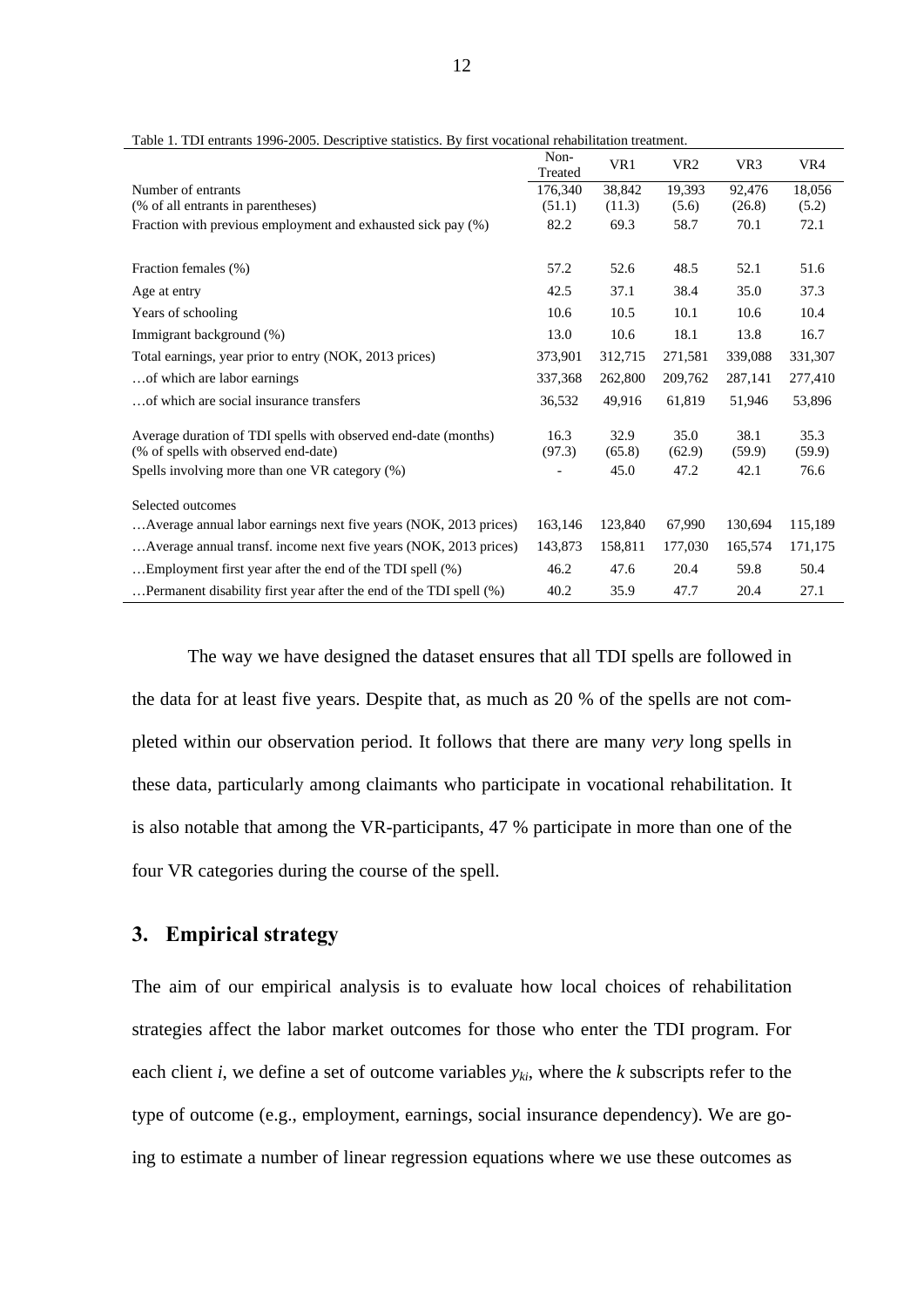Table 1. TDI entrants 1996-2005. Descriptive statistics. By first vocational rehabilitation treatment.

| | Non-Treated | VR1 | VR2 | VR3 | VR4 |
|---|---|---|---|---|---|
| Number of entrants<br>(% of all entrants in parentheses) | 176,340<br>(51.1) | 38,842<br>(11.3) | 19,393<br>(5.6) | 92,476<br>(26.8) | 18,056<br>(5.2) |
| Fraction with previous employment and exhausted sick pay (%) | 82.2 | 69.3 | 58.7 | 70.1 | 72.1 |
| Fraction females (%) | 57.2 | 52.6 | 48.5 | 52.1 | 51.6 |
| Age at entry | 42.5 | 37.1 | 38.4 | 35.0 | 37.3 |
| Years of schooling | 10.6 | 10.5 | 10.1 | 10.6 | 10.4 |
| Immigrant background (%) | 13.0 | 10.6 | 18.1 | 13.8 | 16.7 |
| Total earnings, year prior to entry (NOK, 2013 prices) | 373,901 | 312,715 | 271,581 | 339,088 | 331,307 |
| …of which are labor earnings | 337,368 | 262,800 | 209,762 | 287,141 | 277,410 |
| …of which are social insurance transfers | 36,532 | 49,916 | 61,819 | 51,946 | 53,896 |
| Average duration of TDI spells with observed end-date (months)<br>(% of spells with observed end-date) | 16.3<br>(97.3) | 32.9<br>(65.8) | 35.0<br>(62.9) | 38.1<br>(59.9) | 35.3<br>(59.9) |
| Spells involving more than one VR category (%) | - | 45.0 | 47.2 | 42.1 | 76.6 |
| Selected outcomes | | | | | |
| …Average annual labor earnings next five years (NOK, 2013 prices) | 163,146 | 123,840 | 67,990 | 130,694 | 115,189 |
| …Average annual transf. income next five years (NOK, 2013 prices) | 143,873 | 158,811 | 177,030 | 165,574 | 171,175 |
| …Employment first year after the end of the TDI spell (%) | 46.2 | 47.6 | 20.4 | 59.8 | 50.4 |
| …Permanent disability first year after the end of the TDI spell (%) | 40.2 | 35.9 | 47.7 | 20.4 | 27.1 |

The way we have designed the dataset ensures that all TDI spells are followed in the data for at least five years. Despite that, as much as 20 % of the spells are not completed within our observation period. It follows that there are many *very* long spells in these data, particularly among claimants who participate in vocational rehabilitation. It is also notable that among the VR-participants, 47 % participate in more than one of the four VR categories during the course of the spell.

## 3. Empirical strategy

The aim of our empirical analysis is to evaluate how local choices of rehabilitation strategies affect the labor market outcomes for those who enter the TDI program. For each client $i$, we define a set of outcome variables $y_{ki}$, where the $k$ subscripts refer to the type of outcome (e.g., employment, earnings, social insurance dependency). We are going to estimate a number of linear regression equations where we use these outcomes as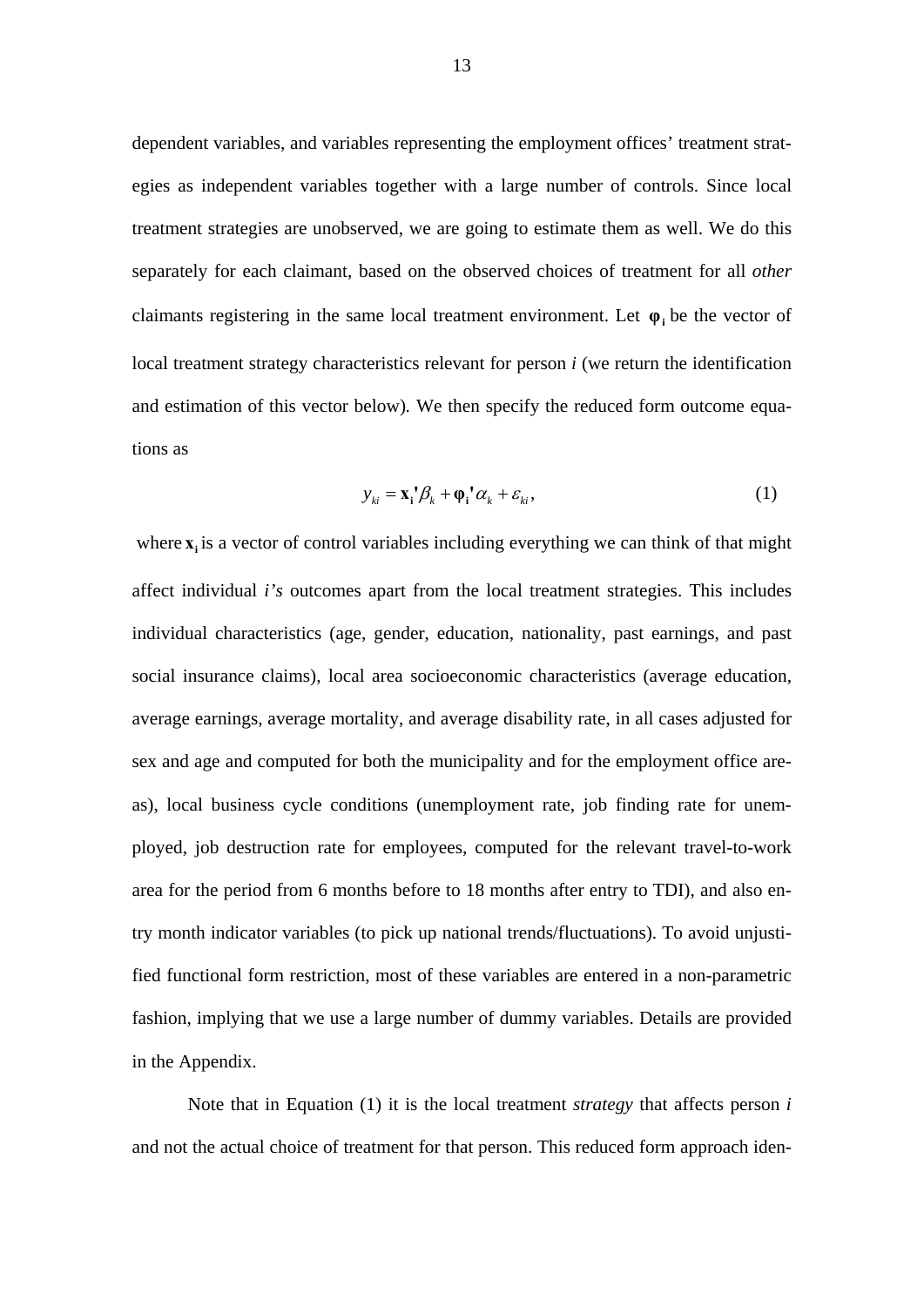dependent variables, and variables representing the employment offices' treatment strategies as independent variables together with a large number of controls. Since local treatment strategies are unobserved, we are going to estimate them as well. We do this separately for each claimant, based on the observed choices of treatment for all *other* claimants registering in the same local treatment environment. Let $\boldsymbol{\varphi}_\mathbf{i}$ be the vector of local treatment strategy characteristics relevant for person *i* (we return the identification and estimation of this vector below). We then specify the reduced form outcome equations as

$$y_{ki} = \mathbf{x_i}'\beta_k + \boldsymbol{\varphi}_\mathbf{i}'\alpha_k + \varepsilon_{ki}, \tag{1}$$

where $\mathbf{x_i}$ is a vector of control variables including everything we can think of that might affect individual *i's* outcomes apart from the local treatment strategies. This includes individual characteristics (age, gender, education, nationality, past earnings, and past social insurance claims), local area socioeconomic characteristics (average education, average earnings, average mortality, and average disability rate, in all cases adjusted for sex and age and computed for both the municipality and for the employment office areas), local business cycle conditions (unemployment rate, job finding rate for unemployed, job destruction rate for employees, computed for the relevant travel-to-work area for the period from 6 months before to 18 months after entry to TDI), and also entry month indicator variables (to pick up national trends/fluctuations). To avoid unjustified functional form restriction, most of these variables are entered in a non-parametric fashion, implying that we use a large number of dummy variables. Details are provided in the Appendix.

Note that in Equation (1) it is the local treatment *strategy* that affects person *i* and not the actual choice of treatment for that person. This reduced form approach iden-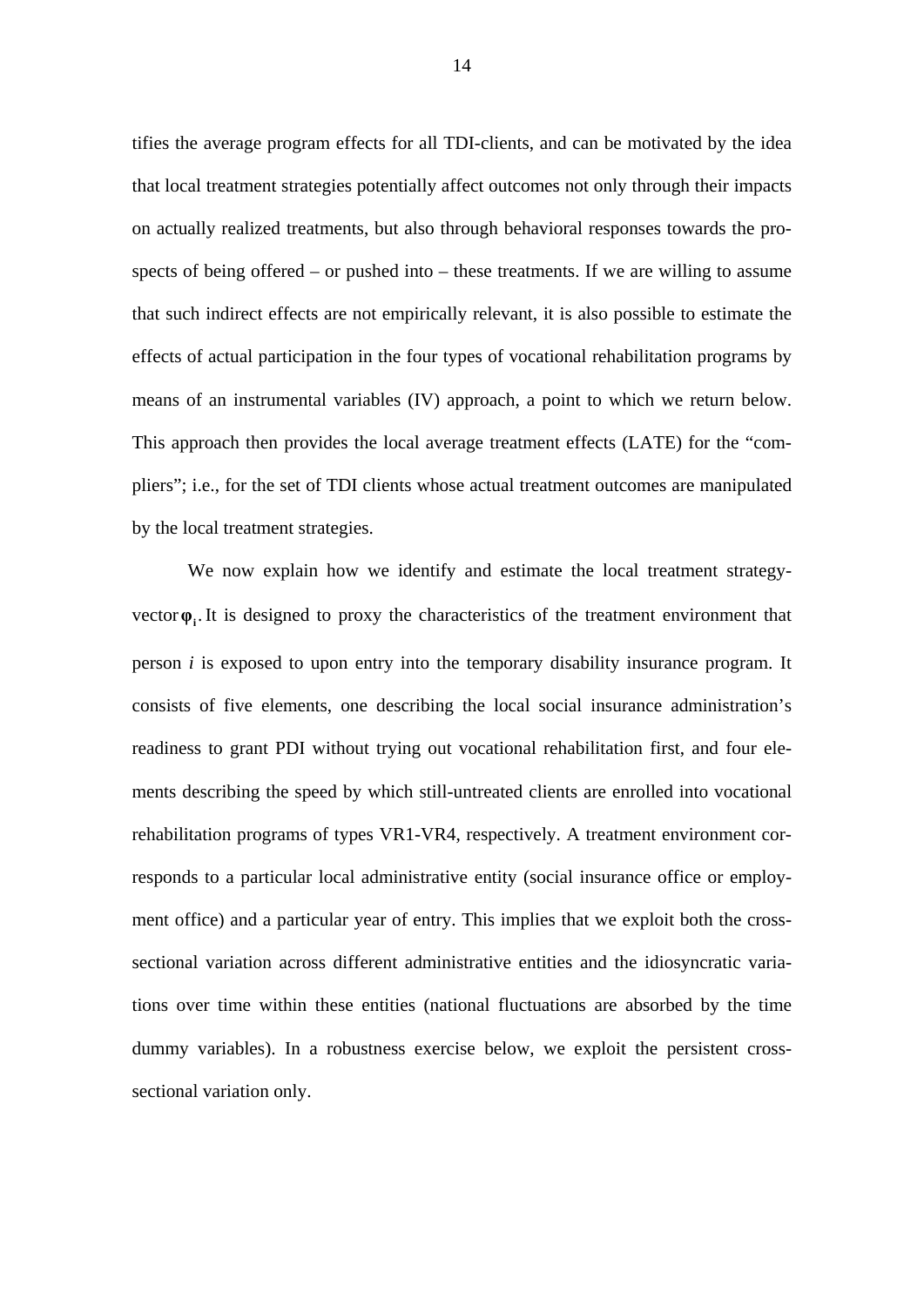tifies the average program effects for all TDI-clients, and can be motivated by the idea that local treatment strategies potentially affect outcomes not only through their impacts on actually realized treatments, but also through behavioral responses towards the prospects of being offered – or pushed into – these treatments. If we are willing to assume that such indirect effects are not empirically relevant, it is also possible to estimate the effects of actual participation in the four types of vocational rehabilitation programs by means of an instrumental variables (IV) approach, a point to which we return below. This approach then provides the local average treatment effects (LATE) for the "compliers"; i.e., for the set of TDI clients whose actual treatment outcomes are manipulated by the local treatment strategies.

We now explain how we identify and estimate the local treatment strategy-vector $\boldsymbol{\varphi}_i$. It is designed to proxy the characteristics of the treatment environment that person *i* is exposed to upon entry into the temporary disability insurance program. It consists of five elements, one describing the local social insurance administration's readiness to grant PDI without trying out vocational rehabilitation first, and four elements describing the speed by which still-untreated clients are enrolled into vocational rehabilitation programs of types VR1-VR4, respectively. A treatment environment corresponds to a particular local administrative entity (social insurance office or employment office) and a particular year of entry. This implies that we exploit both the cross-sectional variation across different administrative entities and the idiosyncratic variations over time within these entities (national fluctuations are absorbed by the time dummy variables). In a robustness exercise below, we exploit the persistent cross-sectional variation only.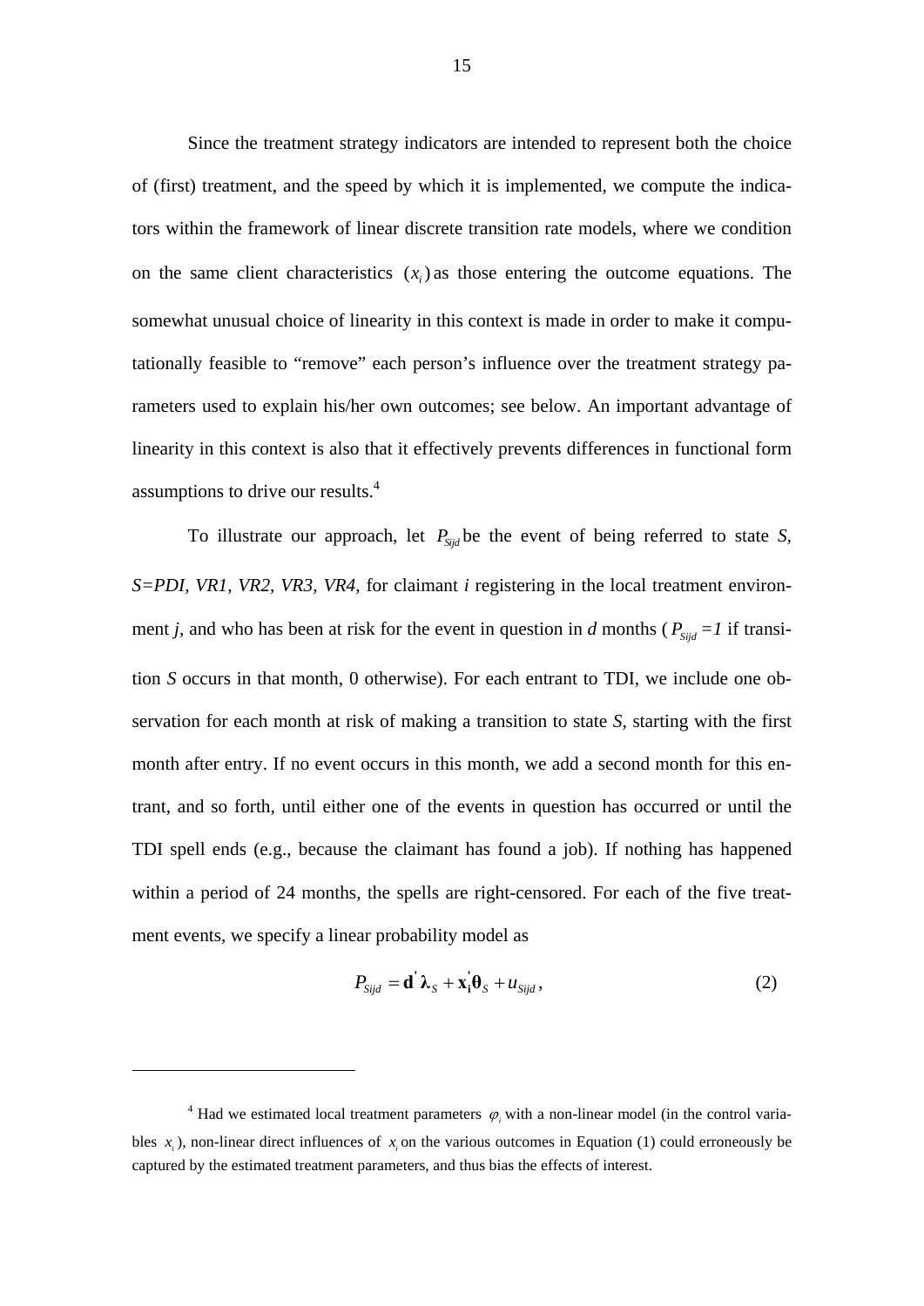Since the treatment strategy indicators are intended to represent both the choice of (first) treatment, and the speed by which it is implemented, we compute the indicators within the framework of linear discrete transition rate models, where we condition on the same client characteristics $(x_i)$ as those entering the outcome equations. The somewhat unusual choice of linearity in this context is made in order to make it computationally feasible to "remove" each person's influence over the treatment strategy parameters used to explain his/her own outcomes; see below. An important advantage of linearity in this context is also that it effectively prevents differences in functional form assumptions to drive our results.[4]

To illustrate our approach, let $P_{Sijd}$ be the event of being referred to state *S*, *S=PDI, VR1, VR2, VR3, VR4*, for claimant *i* registering in the local treatment environment *j*, and who has been at risk for the event in question in *d* months ($P_{Sijd}=1$ if transition *S* occurs in that month, 0 otherwise). For each entrant to TDI, we include one observation for each month at risk of making a transition to state *S*, starting with the first month after entry. If no event occurs in this month, we add a second month for this entrant, and so forth, until either one of the events in question has occurred or until the TDI spell ends (e.g., because the claimant has found a job). If nothing has happened within a period of 24 months, the spells are right-censored. For each of the five treatment events, we specify a linear probability model as

$$P_{Sijd} = \mathbf{d}'\boldsymbol{\lambda}_S + \mathbf{x}_\mathbf{i}'\boldsymbol{\theta}_S + u_{Sijd}, \qquad (2)$$

[4] Had we estimated local treatment parameters $\varphi_i$ with a non-linear model (in the control variables $x_i$), non-linear direct influences of $x_i$ on the various outcomes in Equation (1) could erroneously be captured by the estimated treatment parameters, and thus bias the effects of interest.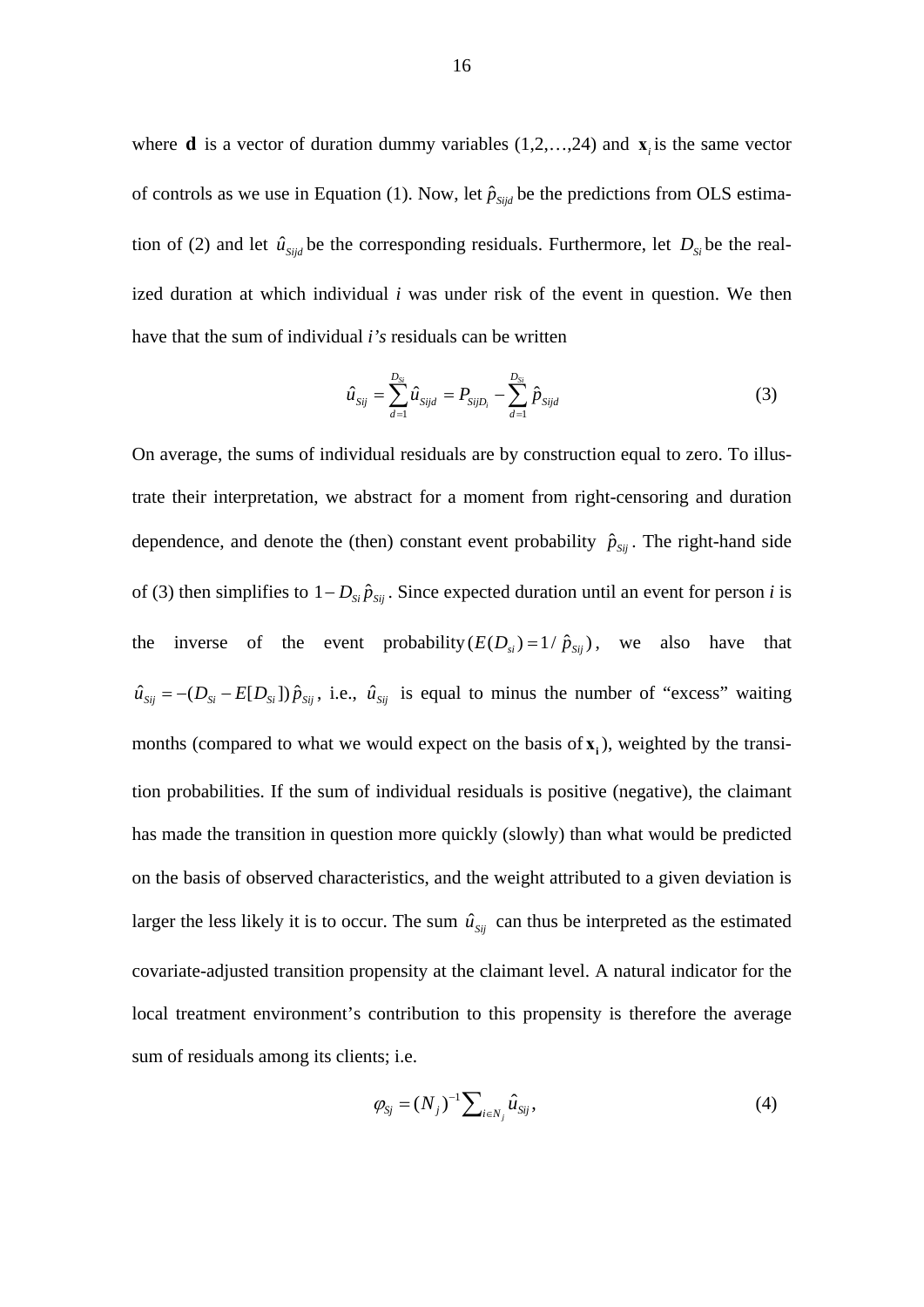where $\mathbf{d}$ is a vector of duration dummy variables (1,2,…,24) and $\mathbf{x}_i$ is the same vector of controls as we use in Equation (1). Now, let $\hat{p}_{Sijd}$ be the predictions from OLS estimation of (2) and let $\hat{u}_{Sijd}$ be the corresponding residuals. Furthermore, let $D_{Si}$ be the realized duration at which individual *i* was under risk of the event in question. We then have that the sum of individual *i's* residuals can be written

$$\hat{u}_{Sij} = \sum_{d=1}^{D_{Si}} \hat{u}_{Sijd} = P_{SijD_i} - \sum_{d=1}^{D_{Si}} \hat{p}_{Sijd} \tag{3}$$

On average, the sums of individual residuals are by construction equal to zero. To illustrate their interpretation, we abstract for a moment from right-censoring and duration dependence, and denote the (then) constant event probability $\hat{p}_{Sij}$. The right-hand side of (3) then simplifies to $1 - D_{Si}\hat{p}_{Sij}$. Since expected duration until an event for person *i* is the inverse of the event probability $(E(D_{si}) = 1/\hat{p}_{Sij})$, we also have that $\hat{u}_{Sij} = -(D_{Si} - E[D_{Si}])\hat{p}_{Sij}$, i.e., $\hat{u}_{Sij}$ is equal to minus the number of "excess" waiting months (compared to what we would expect on the basis of $\mathbf{x}_i$), weighted by the transition probabilities. If the sum of individual residuals is positive (negative), the claimant has made the transition in question more quickly (slowly) than what would be predicted on the basis of observed characteristics, and the weight attributed to a given deviation is larger the less likely it is to occur. The sum $\hat{u}_{Sij}$ can thus be interpreted as the estimated covariate-adjusted transition propensity at the claimant level. A natural indicator for the local treatment environment's contribution to this propensity is therefore the average sum of residuals among its clients; i.e.

$$\varphi_{Sj} = (N_j)^{-1} \sum_{i \in N_j} \hat{u}_{Sij}, \tag{4}$$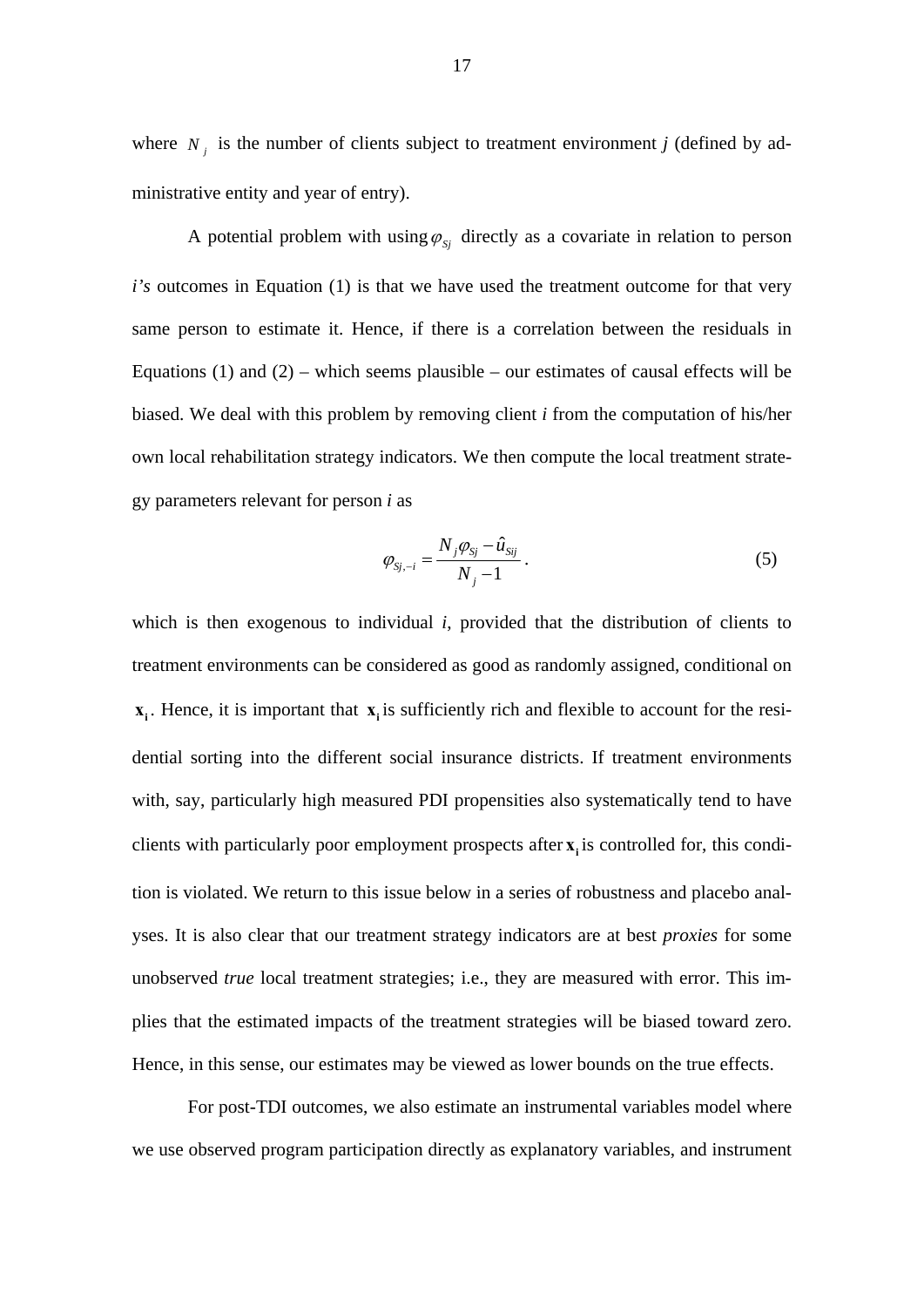where $N_j$ is the number of clients subject to treatment environment *j* (defined by administrative entity and year of entry).

A potential problem with using $\varphi_{Sj}$ directly as a covariate in relation to person *i's* outcomes in Equation (1) is that we have used the treatment outcome for that very same person to estimate it. Hence, if there is a correlation between the residuals in Equations (1) and (2) – which seems plausible – our estimates of causal effects will be biased. We deal with this problem by removing client *i* from the computation of his/her own local rehabilitation strategy indicators. We then compute the local treatment strategy parameters relevant for person *i* as

$$\varphi_{Sj,-i} = \frac{N_j \varphi_{Sj} - \hat{u}_{Sij}}{N_j - 1}. \tag{5}$$

which is then exogenous to individual *i*, provided that the distribution of clients to treatment environments can be considered as good as randomly assigned, conditional on $\mathbf{x_i}$. Hence, it is important that $\mathbf{x_i}$ is sufficiently rich and flexible to account for the residential sorting into the different social insurance districts. If treatment environments with, say, particularly high measured PDI propensities also systematically tend to have clients with particularly poor employment prospects after $\mathbf{x_i}$ is controlled for, this condition is violated. We return to this issue below in a series of robustness and placebo analyses. It is also clear that our treatment strategy indicators are at best *proxies* for some unobserved *true* local treatment strategies; i.e., they are measured with error. This implies that the estimated impacts of the treatment strategies will be biased toward zero. Hence, in this sense, our estimates may be viewed as lower bounds on the true effects.

For post-TDI outcomes, we also estimate an instrumental variables model where we use observed program participation directly as explanatory variables, and instrument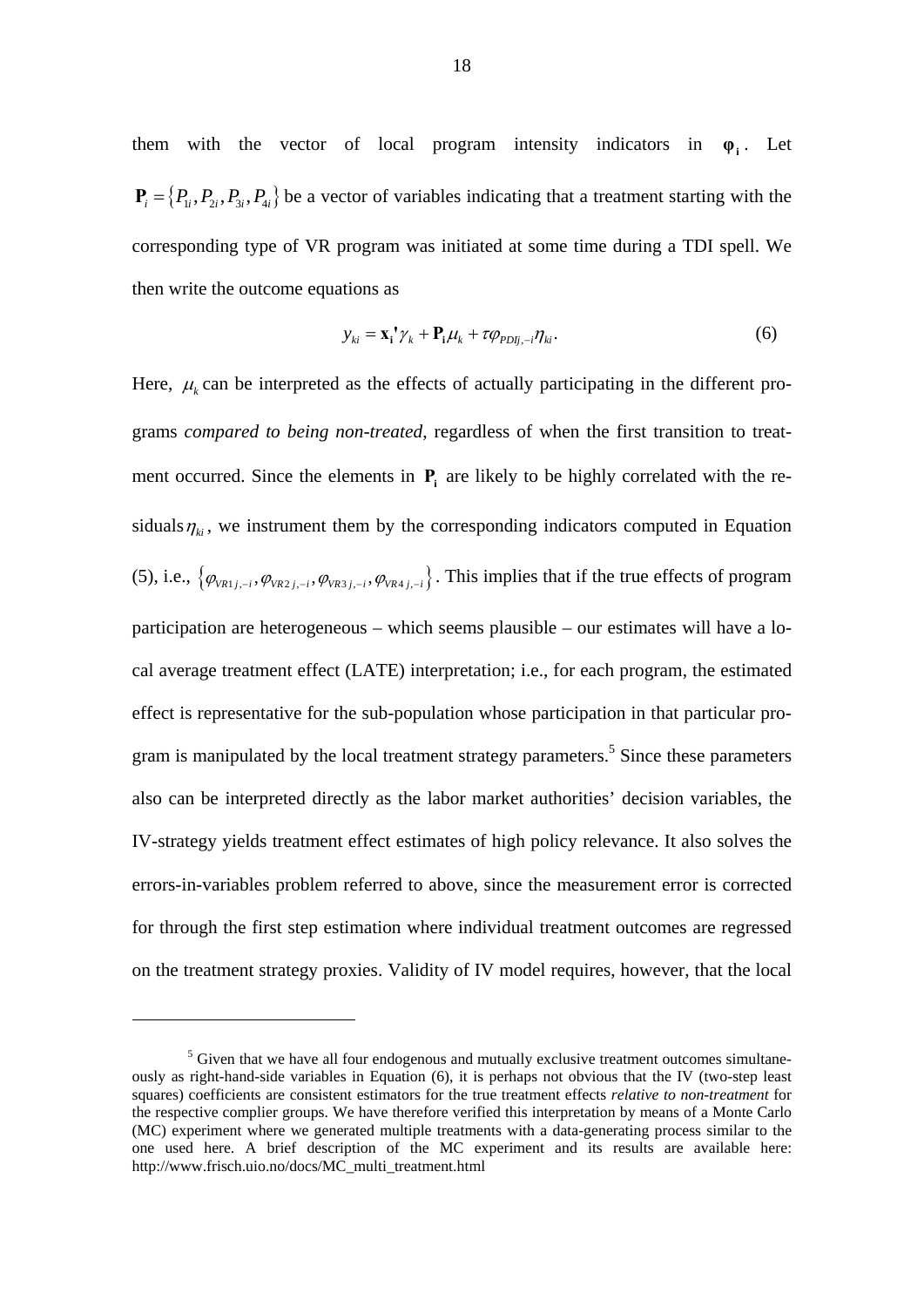them with the vector of local program intensity indicators in $\boldsymbol{\varphi}_{\mathbf{i}}$. Let $\mathbf{P}_i = \{P_{1i}, P_{2i}, P_{3i}, P_{4i}\}$ be a vector of variables indicating that a treatment starting with the corresponding type of VR program was initiated at some time during a TDI spell. We then write the outcome equations as

$$y_{ki} = \mathbf{x}_{\mathbf{i}}'\gamma_k + \mathbf{P}_{\mathbf{i}}\mu_k + \tau\varphi_{PDIj,-i}\eta_{ki}. \tag{6}$$

Here, $\mu_k$ can be interpreted as the effects of actually participating in the different programs *compared to being non-treated*, regardless of when the first transition to treatment occurred. Since the elements in $\mathbf{P}_{\mathbf{i}}$ are likely to be highly correlated with the residuals $\eta_{ki}$, we instrument them by the corresponding indicators computed in Equation (5), i.e., $\{\varphi_{VR1j,-i}, \varphi_{VR2j,-i}, \varphi_{VR3j,-i}, \varphi_{VR4j,-i}\}$. This implies that if the true effects of program participation are heterogeneous – which seems plausible – our estimates will have a local average treatment effect (LATE) interpretation; i.e., for each program, the estimated effect is representative for the sub-population whose participation in that particular program is manipulated by the local treatment strategy parameters.[5] Since these parameters also can be interpreted directly as the labor market authorities' decision variables, the IV-strategy yields treatment effect estimates of high policy relevance. It also solves the errors-in-variables problem referred to above, since the measurement error is corrected for through the first step estimation where individual treatment outcomes are regressed on the treatment strategy proxies. Validity of IV model requires, however, that the local

[5] Given that we have all four endogenous and mutually exclusive treatment outcomes simultaneously as right-hand-side variables in Equation (6), it is perhaps not obvious that the IV (two-step least squares) coefficients are consistent estimators for the true treatment effects *relative to non-treatment* for the respective complier groups. We have therefore verified this interpretation by means of a Monte Carlo (MC) experiment where we generated multiple treatments with a data-generating process similar to the one used here. A brief description of the MC experiment and its results are available here: http://www.frisch.uio.no/docs/MC_multi_treatment.html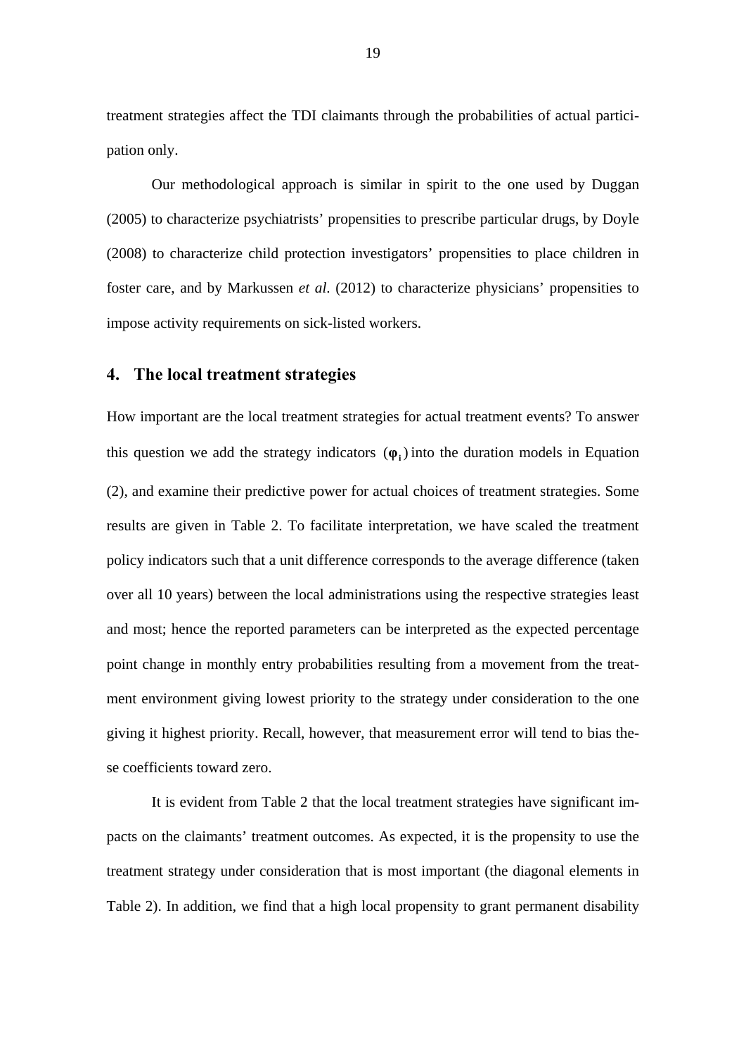treatment strategies affect the TDI claimants through the probabilities of actual participation only.

Our methodological approach is similar in spirit to the one used by Duggan (2005) to characterize psychiatrists' propensities to prescribe particular drugs, by Doyle (2008) to characterize child protection investigators' propensities to place children in foster care, and by Markussen *et al.* (2012) to characterize physicians' propensities to impose activity requirements on sick-listed workers.

## 4. The local treatment strategies

How important are the local treatment strategies for actual treatment events? To answer this question we add the strategy indicators $(\boldsymbol{\varphi}_i)$ into the duration models in Equation (2), and examine their predictive power for actual choices of treatment strategies. Some results are given in Table 2. To facilitate interpretation, we have scaled the treatment policy indicators such that a unit difference corresponds to the average difference (taken over all 10 years) between the local administrations using the respective strategies least and most; hence the reported parameters can be interpreted as the expected percentage point change in monthly entry probabilities resulting from a movement from the treatment environment giving lowest priority to the strategy under consideration to the one giving it highest priority. Recall, however, that measurement error will tend to bias these coefficients toward zero.

It is evident from Table 2 that the local treatment strategies have significant impacts on the claimants' treatment outcomes. As expected, it is the propensity to use the treatment strategy under consideration that is most important (the diagonal elements in Table 2). In addition, we find that a high local propensity to grant permanent disability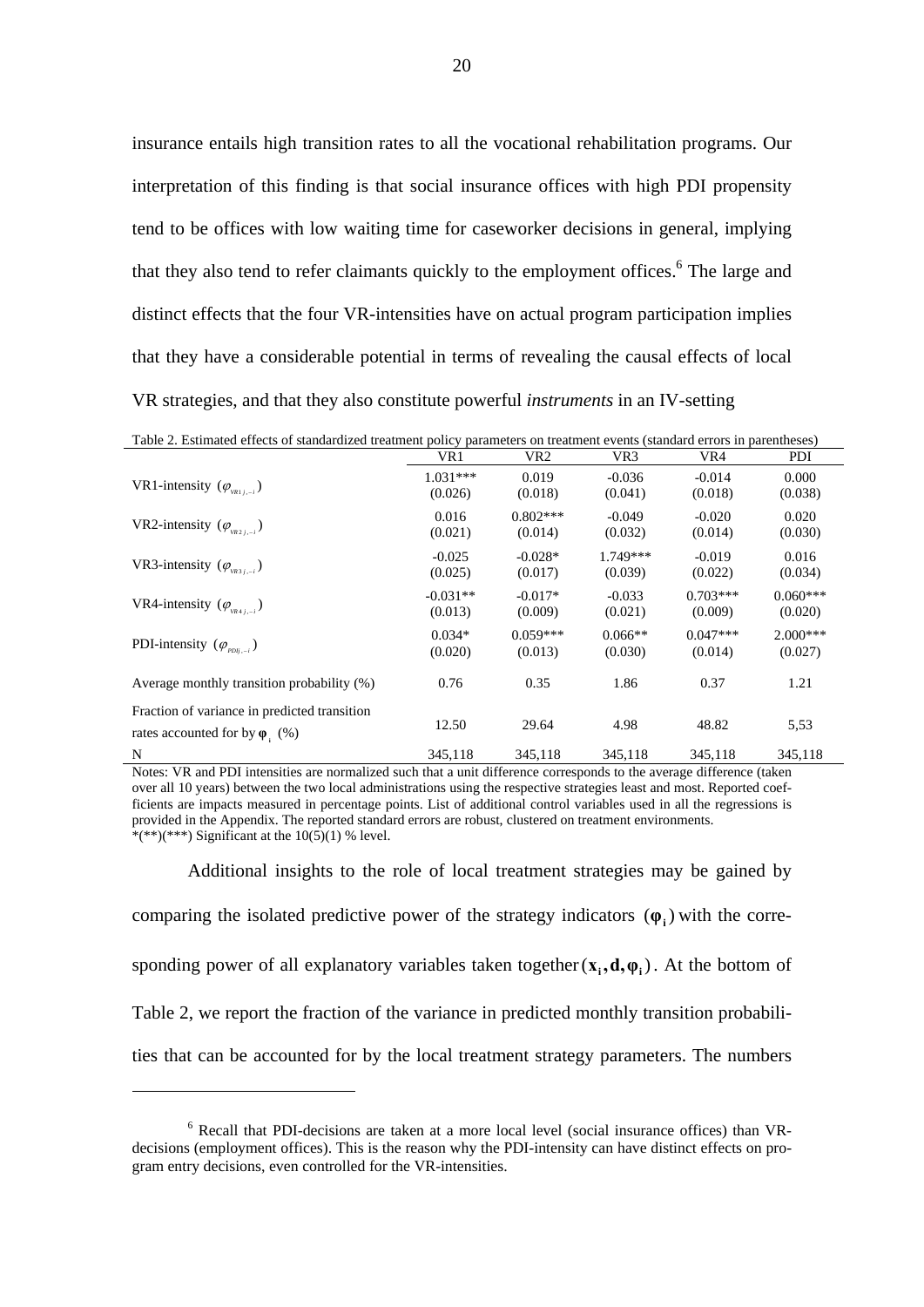insurance entails high transition rates to all the vocational rehabilitation programs. Our interpretation of this finding is that social insurance offices with high PDI propensity tend to be offices with low waiting time for caseworker decisions in general, implying that they also tend to refer claimants quickly to the employment offices.[6] The large and distinct effects that the four VR-intensities have on actual program participation implies that they have a considerable potential in terms of revealing the causal effects of local VR strategies, and that they also constitute powerful *instruments* in an IV-setting

Table 2. Estimated effects of standardized treatment policy parameters on treatment events (standard errors in parentheses)

| | VR1 | VR2 | VR3 | VR4 | PDI |
|---|---|---|---|---|---|
| VR1-intensity ($\varphi_{VR1j,-i}$) | 1.031*** | 0.019 | -0.036 | -0.014 | 0.000 |
| | (0.026) | (0.018) | (0.041) | (0.018) | (0.038) |
| VR2-intensity ($\varphi_{VR2j,-i}$) | 0.016 | 0.802*** | -0.049 | -0.020 | 0.020 |
| | (0.021) | (0.014) | (0.032) | (0.014) | (0.030) |
| VR3-intensity ($\varphi_{VR3j,-i}$) | -0.025 | -0.028* | 1.749*** | -0.019 | 0.016 |
| | (0.025) | (0.017) | (0.039) | (0.022) | (0.034) |
| VR4-intensity ($\varphi_{VR4j,-i}$) | -0.031** | -0.017* | -0.033 | 0.703*** | 0.060*** |
| | (0.013) | (0.009) | (0.021) | (0.009) | (0.020) |
| PDI-intensity ($\varphi_{PDIj,-i}$) | 0.034* | 0.059*** | 0.066** | 0.047*** | 2.000*** |
| | (0.020) | (0.013) | (0.030) | (0.014) | (0.027) |
| Average monthly transition probability (%) | 0.76 | 0.35 | 1.86 | 0.37 | 1.21 |
| Fraction of variance in predicted transition rates accounted for by $\boldsymbol{\varphi}_i$ (%) | 12.50 | 29.64 | 4.98 | 48.82 | 5,53 |
| N | 345,118 | 345,118 | 345,118 | 345,118 | 345,118 |

Notes: VR and PDI intensities are normalized such that a unit difference corresponds to the average difference (taken over all 10 years) between the two local administrations using the respective strategies least and most. Reported coefficients are impacts measured in percentage points. List of additional control variables used in all the regressions is provided in the Appendix. The reported standard errors are robust, clustered on treatment environments.
*(**)(***) Significant at the 10(5)(1) % level.

Additional insights to the role of local treatment strategies may be gained by comparing the isolated predictive power of the strategy indicators $(\boldsymbol{\varphi}_i)$ with the corresponding power of all explanatory variables taken together $(\mathbf{x}_i, \mathbf{d}, \boldsymbol{\varphi}_i)$. At the bottom of Table 2, we report the fraction of the variance in predicted monthly transition probabilities that can be accounted for by the local treatment strategy parameters. The numbers

[6] Recall that PDI-decisions are taken at a more local level (social insurance offices) than VR-decisions (employment offices). This is the reason why the PDI-intensity can have distinct effects on program entry decisions, even controlled for the VR-intensities.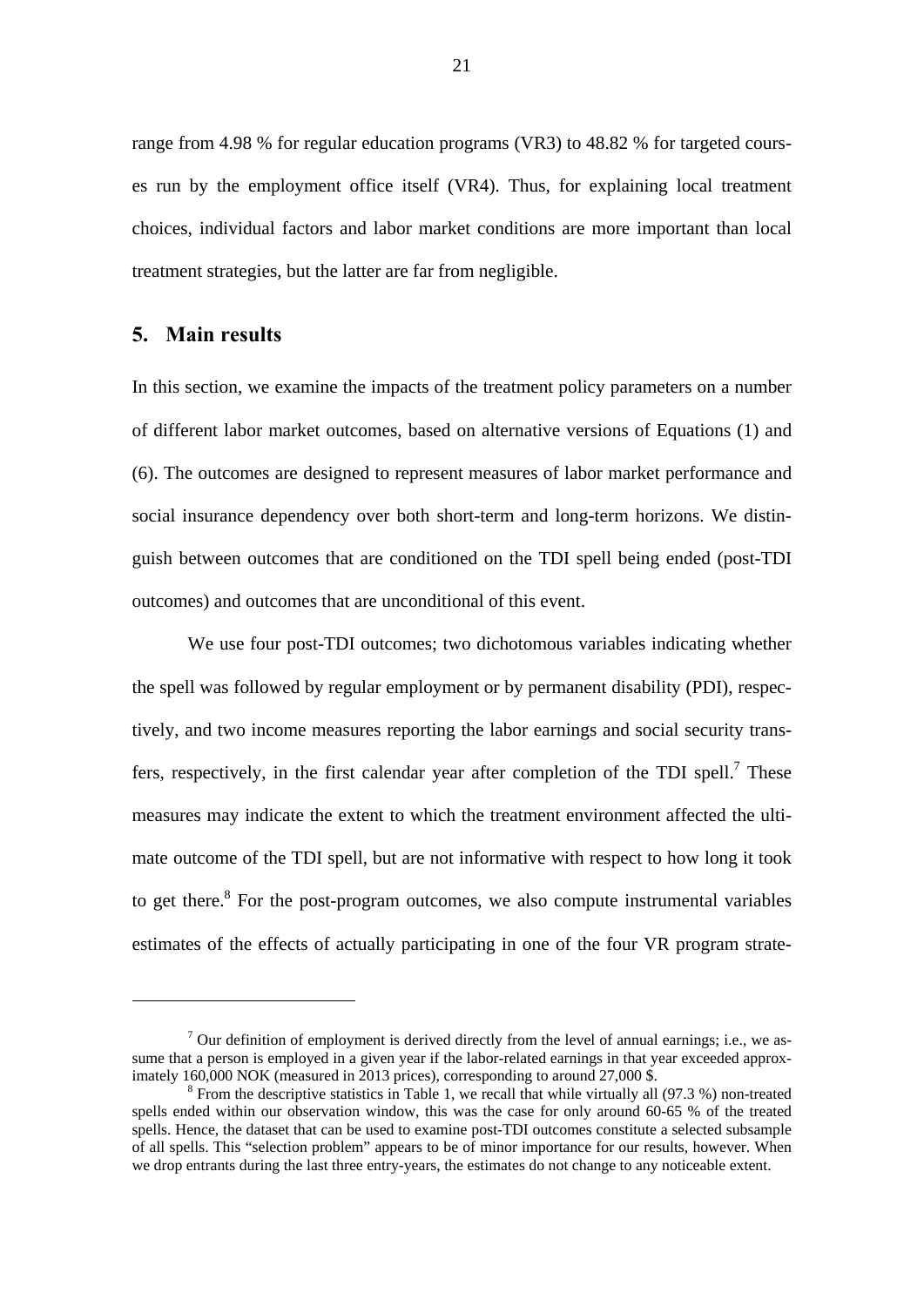range from 4.98 % for regular education programs (VR3) to 48.82 % for targeted courses run by the employment office itself (VR4). Thus, for explaining local treatment choices, individual factors and labor market conditions are more important than local treatment strategies, but the latter are far from negligible.

## 5. Main results

In this section, we examine the impacts of the treatment policy parameters on a number of different labor market outcomes, based on alternative versions of Equations (1) and (6). The outcomes are designed to represent measures of labor market performance and social insurance dependency over both short-term and long-term horizons. We distinguish between outcomes that are conditioned on the TDI spell being ended (post-TDI outcomes) and outcomes that are unconditional of this event.

We use four post-TDI outcomes; two dichotomous variables indicating whether the spell was followed by regular employment or by permanent disability (PDI), respectively, and two income measures reporting the labor earnings and social security transfers, respectively, in the first calendar year after completion of the TDI spell.[7] These measures may indicate the extent to which the treatment environment affected the ultimate outcome of the TDI spell, but are not informative with respect to how long it took to get there.[8] For the post-program outcomes, we also compute instrumental variables estimates of the effects of actually participating in one of the four VR program strate-

---

[7] Our definition of employment is derived directly from the level of annual earnings; i.e., we assume that a person is employed in a given year if the labor-related earnings in that year exceeded approximately 160,000 NOK (measured in 2013 prices), corresponding to around 27,000 $.

[8] From the descriptive statistics in Table 1, we recall that while virtually all (97.3 %) non-treated spells ended within our observation window, this was the case for only around 60-65 % of the treated spells. Hence, the dataset that can be used to examine post-TDI outcomes constitute a selected subsample of all spells. This "selection problem" appears to be of minor importance for our results, however. When we drop entrants during the last three entry-years, the estimates do not change to any noticeable extent.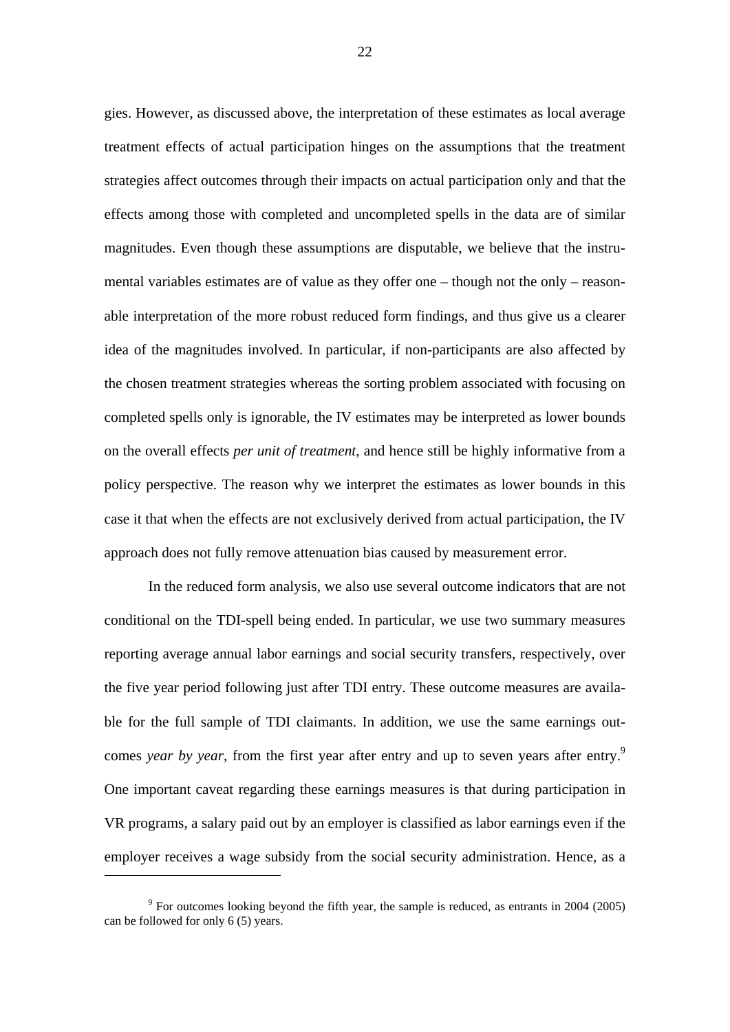gies. However, as discussed above, the interpretation of these estimates as local average treatment effects of actual participation hinges on the assumptions that the treatment strategies affect outcomes through their impacts on actual participation only and that the effects among those with completed and uncompleted spells in the data are of similar magnitudes. Even though these assumptions are disputable, we believe that the instrumental variables estimates are of value as they offer one – though not the only – reasonable interpretation of the more robust reduced form findings, and thus give us a clearer idea of the magnitudes involved. In particular, if non-participants are also affected by the chosen treatment strategies whereas the sorting problem associated with focusing on completed spells only is ignorable, the IV estimates may be interpreted as lower bounds on the overall effects *per unit of treatment*, and hence still be highly informative from a policy perspective. The reason why we interpret the estimates as lower bounds in this case it that when the effects are not exclusively derived from actual participation, the IV approach does not fully remove attenuation bias caused by measurement error.

In the reduced form analysis, we also use several outcome indicators that are not conditional on the TDI-spell being ended. In particular, we use two summary measures reporting average annual labor earnings and social security transfers, respectively, over the five year period following just after TDI entry. These outcome measures are available for the full sample of TDI claimants. In addition, we use the same earnings outcomes *year by year*, from the first year after entry and up to seven years after entry.[9] One important caveat regarding these earnings measures is that during participation in VR programs, a salary paid out by an employer is classified as labor earnings even if the employer receives a wage subsidy from the social security administration. Hence, as a

[9] For outcomes looking beyond the fifth year, the sample is reduced, as entrants in 2004 (2005) can be followed for only 6 (5) years.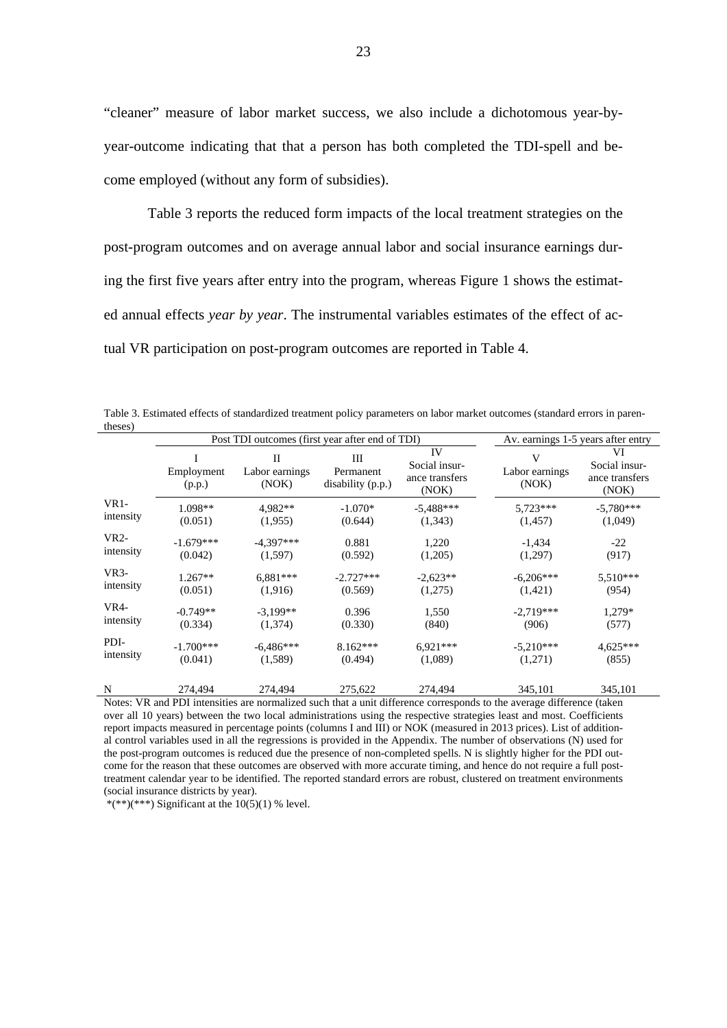"cleaner" measure of labor market success, we also include a dichotomous year-by-year-outcome indicating that that a person has both completed the TDI-spell and become employed (without any form of subsidies).

Table 3 reports the reduced form impacts of the local treatment strategies on the post-program outcomes and on average annual labor and social insurance earnings during the first five years after entry into the program, whereas Figure 1 shows the estimated annual effects *year by year*. The instrumental variables estimates of the effect of actual VR participation on post-program outcomes are reported in Table 4.

Table 3. Estimated effects of standardized treatment policy parameters on labor market outcomes (standard errors in parentheses)

| | Post TDI outcomes (first year after end of TDI) | | | | Av. earnings 1-5 years after entry | |
|---|---|---|---|---|---|---|
| | I<br>Employment (p.p.) | II<br>Labor earnings (NOK) | III<br>Permanent disability (p.p.) | IV<br>Social insurance transfers (NOK) | V<br>Labor earnings (NOK) | VI<br>Social insurance transfers (NOK) |
| VR1-intensity | 1.098**<br>(0.051) | 4,982**<br>(1,955) | -1.070*<br>(0.644) | -5,488***<br>(1,343) | 5,723***<br>(1,457) | -5,780***<br>(1,049) |
| VR2-intensity | -1.679***<br>(0.042) | -4,397***<br>(1,597) | 0.881<br>(0.592) | 1,220<br>(1,205) | -1,434<br>(1,297) | -22<br>(917) |
| VR3-intensity | 1.267**<br>(0.051) | 6,881***<br>(1,916) | -2.727***<br>(0.569) | -2,623**<br>(1,275) | -6,206***<br>(1,421) | 5,510***<br>(954) |
| VR4-intensity | -0.749**<br>(0.334) | -3,199**<br>(1,374) | 0.396<br>(0.330) | 1,550<br>(840) | -2,719***<br>(906) | 1,279*<br>(577) |
| PDI-intensity | -1.700***<br>(0.041) | -6,486***<br>(1,589) | 8.162***<br>(0.494) | 6,921***<br>(1,089) | -5,210***<br>(1,271) | 4,625***<br>(855) |
| N | 274,494 | 274,494 | 275,622 | 274,494 | 345,101 | 345,101 |

Notes: VR and PDI intensities are normalized such that a unit difference corresponds to the average difference (taken over all 10 years) between the two local administrations using the respective strategies least and most. Coefficients report impacts measured in percentage points (columns I and III) or NOK (measured in 2013 prices). List of additional control variables used in all the regressions is provided in the Appendix. The number of observations (N) used for the post-program outcomes is reduced due the presence of non-completed spells. N is slightly higher for the PDI outcome for the reason that these outcomes are observed with more accurate timing, and hence do not require a full post-treatment calendar year to be identified. The reported standard errors are robust, clustered on treatment environments (social insurance districts by year).

*(**)(***) Significant at the 10(5)(1) % level.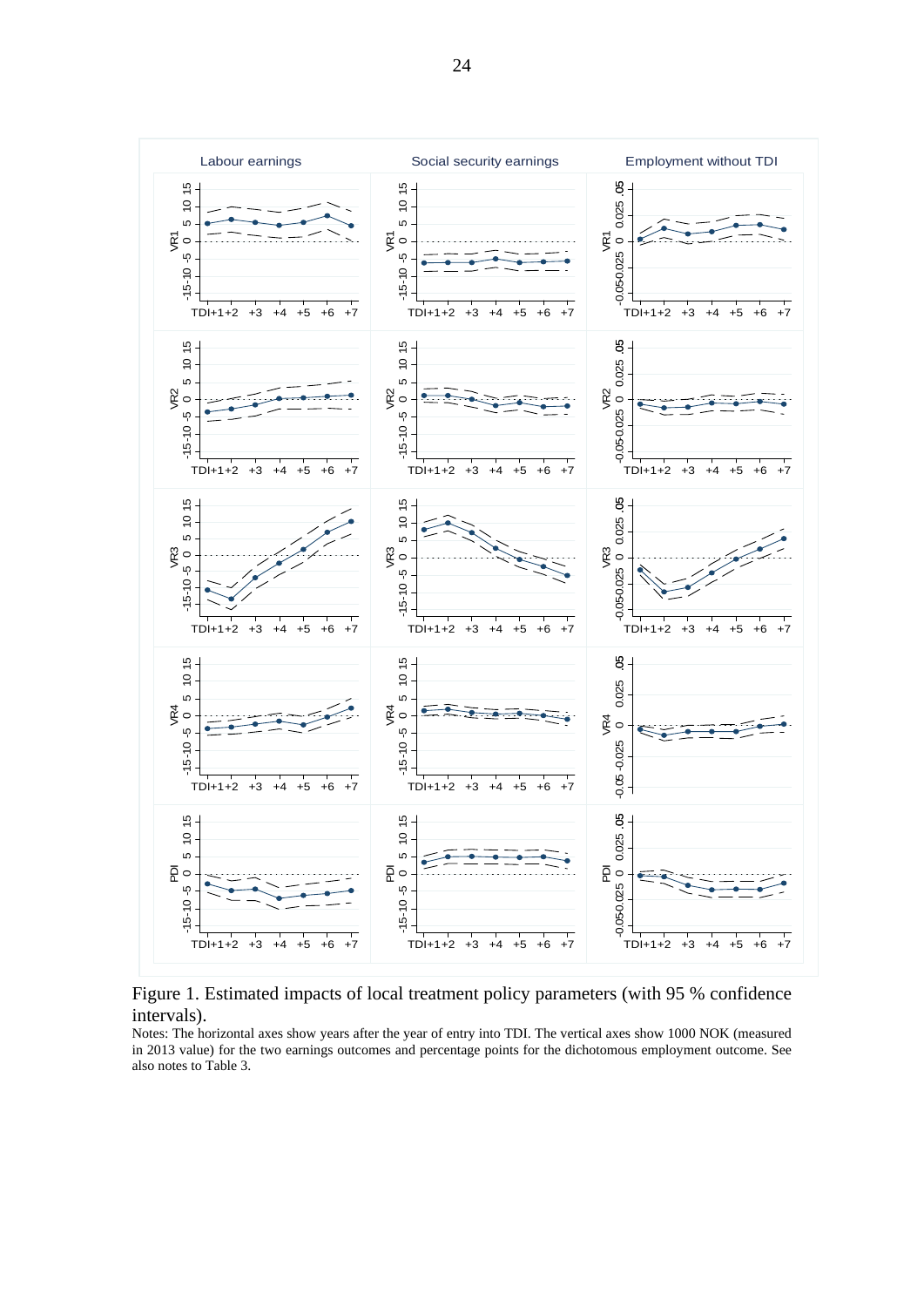Figure 1. Estimated impacts of local treatment policy parameters (with 95 % confidence intervals).

Notes: The horizontal axes show years after the year of entry into TDI. The vertical axes show 1000 NOK (measured in 2013 value) for the two earnings outcomes and percentage points for the dichotomous employment outcome. See also notes to Table 3.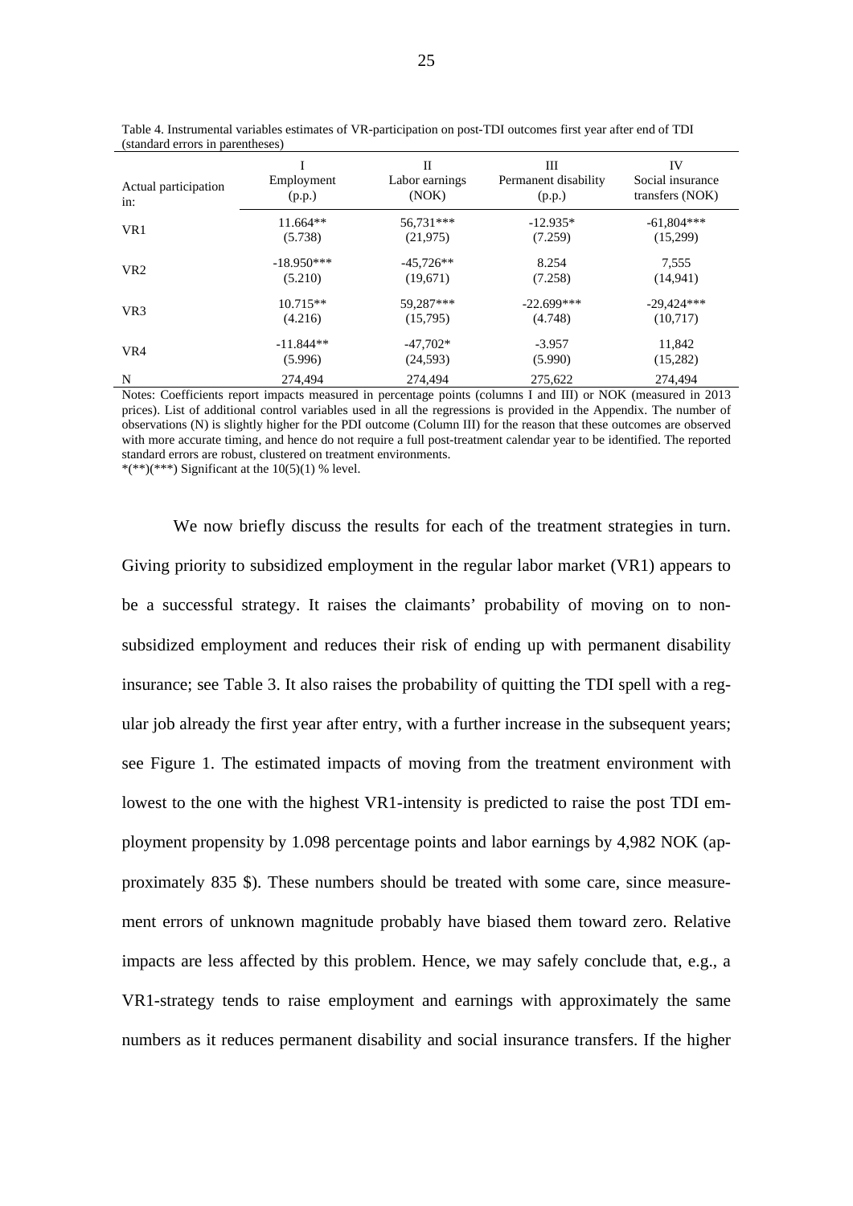Table 4. Instrumental variables estimates of VR-participation on post-TDI outcomes first year after end of TDI (standard errors in parentheses)

| Actual participation in: | I<br>Employment<br>(p.p.) | II<br>Labor earnings<br>(NOK) | III<br>Permanent disability<br>(p.p.) | IV<br>Social insurance<br>transfers (NOK) |
|---|---|---|---|---|
| VR1 | 11.664**<br>(5.738) | 56,731***<br>(21,975) | -12.935*<br>(7.259) | -61,804***<br>(15,299) |
| VR2 | -18.950***<br>(5.210) | -45,726**<br>(19,671) | 8.254<br>(7.258) | 7,555<br>(14,941) |
| VR3 | 10.715**<br>(4.216) | 59,287***<br>(15,795) | -22.699***<br>(4.748) | -29,424***<br>(10,717) |
| VR4 | -11.844**<br>(5.996) | -47,702*<br>(24,593) | -3.957<br>(5.990) | 11,842<br>(15,282) |
| N | 274,494 | 274,494 | 275,622 | 274,494 |

Notes: Coefficients report impacts measured in percentage points (columns I and III) or NOK (measured in 2013 prices). List of additional control variables used in all the regressions is provided in the Appendix. The number of observations (N) is slightly higher for the PDI outcome (Column III) for the reason that these outcomes are observed with more accurate timing, and hence do not require a full post-treatment calendar year to be identified. The reported standard errors are robust, clustered on treatment environments.
*(**)(***) Significant at the 10(5)(1) % level.

We now briefly discuss the results for each of the treatment strategies in turn. Giving priority to subsidized employment in the regular labor market (VR1) appears to be a successful strategy. It raises the claimants' probability of moving on to non-subsidized employment and reduces their risk of ending up with permanent disability insurance; see Table 3. It also raises the probability of quitting the TDI spell with a regular job already the first year after entry, with a further increase in the subsequent years; see Figure 1. The estimated impacts of moving from the treatment environment with lowest to the one with the highest VR1-intensity is predicted to raise the post TDI employment propensity by 1.098 percentage points and labor earnings by 4,982 NOK (approximately 835 $). These numbers should be treated with some care, since measurement errors of unknown magnitude probably have biased them toward zero. Relative impacts are less affected by this problem. Hence, we may safely conclude that, e.g., a VR1-strategy tends to raise employment and earnings with approximately the same numbers as it reduces permanent disability and social insurance transfers. If the higher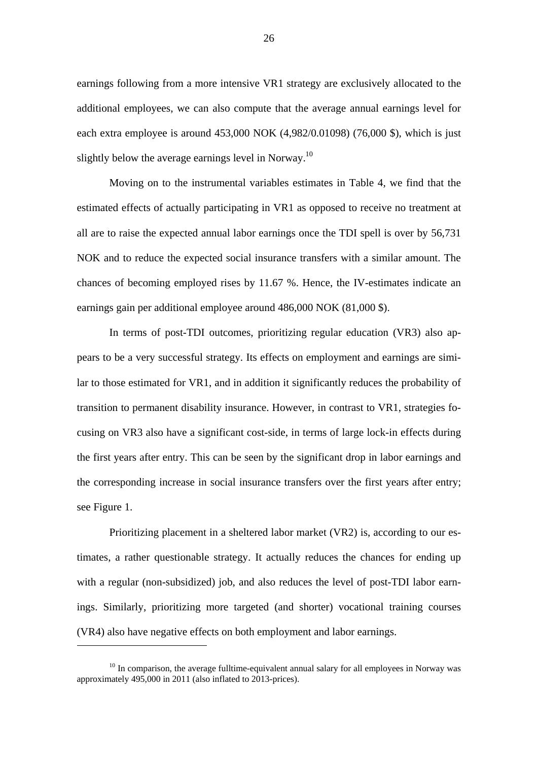earnings following from a more intensive VR1 strategy are exclusively allocated to the additional employees, we can also compute that the average annual earnings level for each extra employee is around 453,000 NOK (4,982/0.01098) (76,000 $), which is just slightly below the average earnings level in Norway.[10]

Moving on to the instrumental variables estimates in Table 4, we find that the estimated effects of actually participating in VR1 as opposed to receive no treatment at all are to raise the expected annual labor earnings once the TDI spell is over by 56,731 NOK and to reduce the expected social insurance transfers with a similar amount. The chances of becoming employed rises by 11.67 %. Hence, the IV-estimates indicate an earnings gain per additional employee around 486,000 NOK (81,000 $).

In terms of post-TDI outcomes, prioritizing regular education (VR3) also appears to be a very successful strategy. Its effects on employment and earnings are similar to those estimated for VR1, and in addition it significantly reduces the probability of transition to permanent disability insurance. However, in contrast to VR1, strategies focusing on VR3 also have a significant cost-side, in terms of large lock-in effects during the first years after entry. This can be seen by the significant drop in labor earnings and the corresponding increase in social insurance transfers over the first years after entry; see Figure 1.

Prioritizing placement in a sheltered labor market (VR2) is, according to our estimates, a rather questionable strategy. It actually reduces the chances for ending up with a regular (non-subsidized) job, and also reduces the level of post-TDI labor earnings. Similarly, prioritizing more targeted (and shorter) vocational training courses (VR4) also have negative effects on both employment and labor earnings.

---

[10] In comparison, the average fulltime-equivalent annual salary for all employees in Norway was approximately 495,000 in 2011 (also inflated to 2013-prices).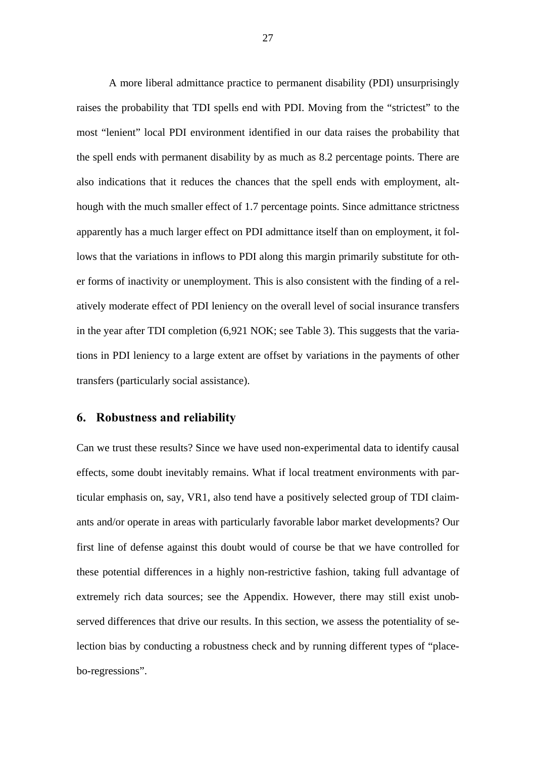A more liberal admittance practice to permanent disability (PDI) unsurprisingly raises the probability that TDI spells end with PDI. Moving from the "strictest" to the most "lenient" local PDI environment identified in our data raises the probability that the spell ends with permanent disability by as much as 8.2 percentage points. There are also indications that it reduces the chances that the spell ends with employment, although with the much smaller effect of 1.7 percentage points. Since admittance strictness apparently has a much larger effect on PDI admittance itself than on employment, it follows that the variations in inflows to PDI along this margin primarily substitute for other forms of inactivity or unemployment. This is also consistent with the finding of a relatively moderate effect of PDI leniency on the overall level of social insurance transfers in the year after TDI completion (6,921 NOK; see Table 3). This suggests that the variations in PDI leniency to a large extent are offset by variations in the payments of other transfers (particularly social assistance).

## 6. Robustness and reliability

Can we trust these results? Since we have used non-experimental data to identify causal effects, some doubt inevitably remains. What if local treatment environments with particular emphasis on, say, VR1, also tend have a positively selected group of TDI claimants and/or operate in areas with particularly favorable labor market developments? Our first line of defense against this doubt would of course be that we have controlled for these potential differences in a highly non-restrictive fashion, taking full advantage of extremely rich data sources; see the Appendix. However, there may still exist unobserved differences that drive our results. In this section, we assess the potentiality of selection bias by conducting a robustness check and by running different types of "placebo-regressions".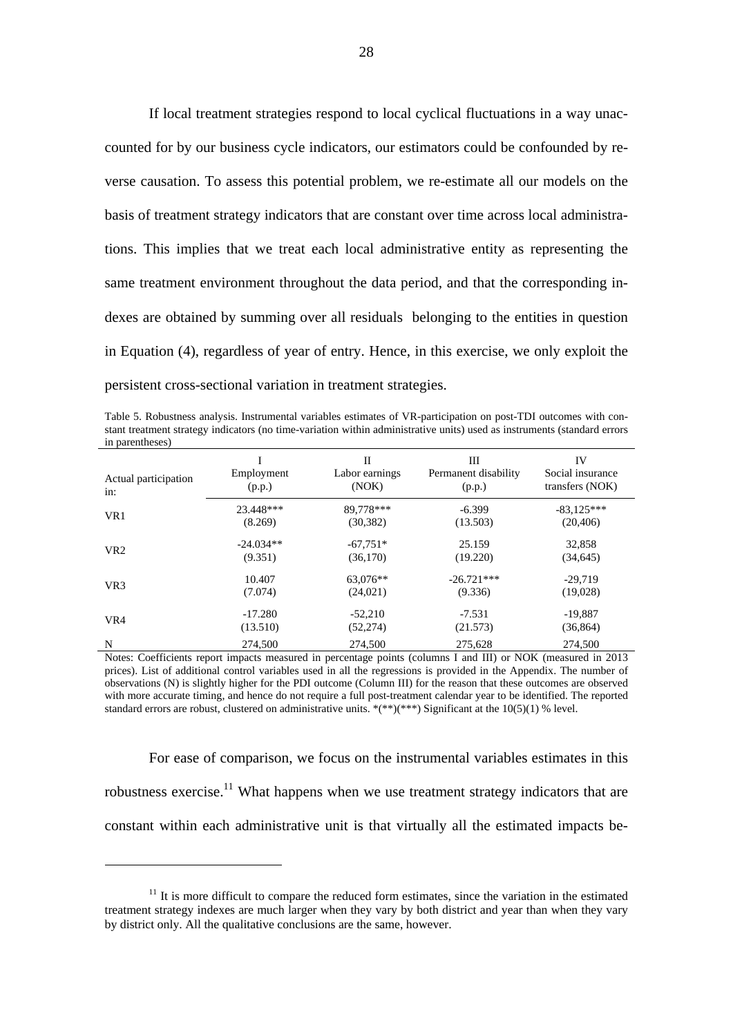If local treatment strategies respond to local cyclical fluctuations in a way unaccounted for by our business cycle indicators, our estimators could be confounded by reverse causation. To assess this potential problem, we re-estimate all our models on the basis of treatment strategy indicators that are constant over time across local administrations. This implies that we treat each local administrative entity as representing the same treatment environment throughout the data period, and that the corresponding indexes are obtained by summing over all residuals belonging to the entities in question in Equation (4), regardless of year of entry. Hence, in this exercise, we only exploit the persistent cross-sectional variation in treatment strategies.

Table 5. Robustness analysis. Instrumental variables estimates of VR-participation on post-TDI outcomes with constant treatment strategy indicators (no time-variation within administrative units) used as instruments (standard errors in parentheses)

| Actual participation in: | I<br>Employment<br>(p.p.) | II<br>Labor earnings<br>(NOK) | III<br>Permanent disability<br>(p.p.) | IV<br>Social insurance<br>transfers (NOK) |
|---|---|---|---|---|
| VR1 | 23.448***<br>(8.269) | 89,778***<br>(30,382) | -6.399<br>(13.503) | -83,125***<br>(20,406) |
| VR2 | -24.034**<br>(9.351) | -67,751*<br>(36,170) | 25.159<br>(19.220) | 32,858<br>(34,645) |
| VR3 | 10.407<br>(7.074) | 63,076**<br>(24,021) | -26.721***<br>(9.336) | -29,719<br>(19,028) |
| VR4 | -17.280<br>(13.510) | -52,210<br>(52,274) | -7.531<br>(21.573) | -19,887<br>(36,864) |
| N | 274,500 | 274,500 | 275,628 | 274,500 |

Notes: Coefficients report impacts measured in percentage points (columns I and III) or NOK (measured in 2013 prices). List of additional control variables used in all the regressions is provided in the Appendix. The number of observations (N) is slightly higher for the PDI outcome (Column III) for the reason that these outcomes are observed with more accurate timing, and hence do not require a full post-treatment calendar year to be identified. The reported standard errors are robust, clustered on administrative units. *(**)(***) Significant at the 10(5)(1) % level.

For ease of comparison, we focus on the instrumental variables estimates in this robustness exercise.[11] What happens when we use treatment strategy indicators that are constant within each administrative unit is that virtually all the estimated impacts be-

[11] It is more difficult to compare the reduced form estimates, since the variation in the estimated treatment strategy indexes are much larger when they vary by both district and year than when they vary by district only. All the qualitative conclusions are the same, however.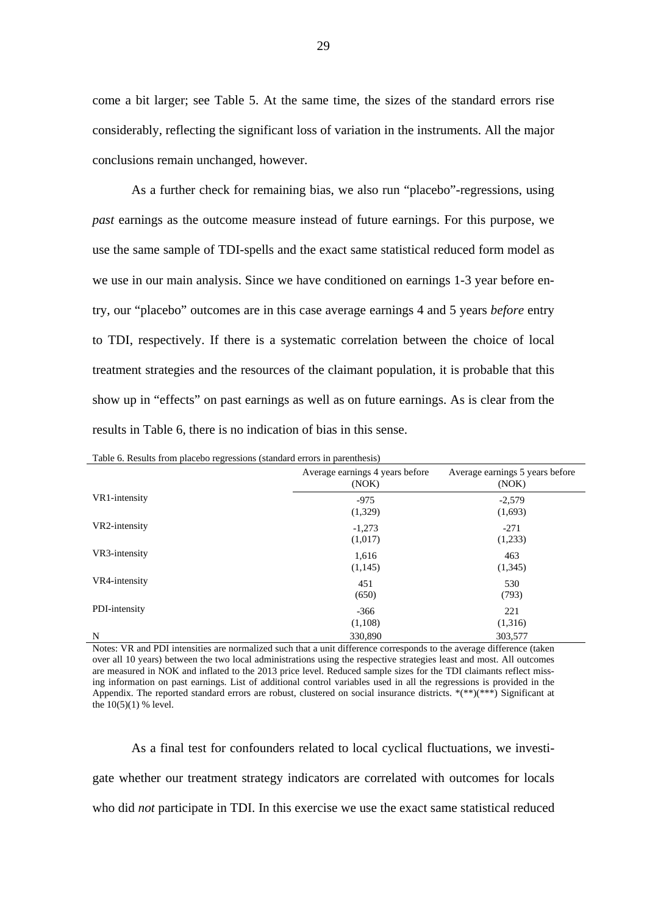come a bit larger; see Table 5. At the same time, the sizes of the standard errors rise considerably, reflecting the significant loss of variation in the instruments. All the major conclusions remain unchanged, however.

As a further check for remaining bias, we also run "placebo"-regressions, using *past* earnings as the outcome measure instead of future earnings. For this purpose, we use the same sample of TDI-spells and the exact same statistical reduced form model as we use in our main analysis. Since we have conditioned on earnings 1-3 year before entry, our "placebo" outcomes are in this case average earnings 4 and 5 years *before* entry to TDI, respectively. If there is a systematic correlation between the choice of local treatment strategies and the resources of the claimant population, it is probable that this show up in "effects" on past earnings as well as on future earnings. As is clear from the results in Table 6, there is no indication of bias in this sense.

Table 6. Results from placebo regressions (standard errors in parenthesis)

| | Average earnings 4 years before (NOK) | Average earnings 5 years before (NOK) |
|---|---|---|
| VR1-intensity | -975<br>(1,329) | -2,579<br>(1,693) |
| VR2-intensity | -1,273<br>(1,017) | -271<br>(1,233) |
| VR3-intensity | 1,616<br>(1,145) | 463<br>(1,345) |
| VR4-intensity | 451<br>(650) | 530<br>(793) |
| PDI-intensity | -366<br>(1,108) | 221<br>(1,316) |
| N | 330,890 | 303,577 |

Notes: VR and PDI intensities are normalized such that a unit difference corresponds to the average difference (taken over all 10 years) between the two local administrations using the respective strategies least and most. All outcomes are measured in NOK and inflated to the 2013 price level. Reduced sample sizes for the TDI claimants reflect missing information on past earnings. List of additional control variables used in all the regressions is provided in the Appendix. The reported standard errors are robust, clustered on social insurance districts. *(**)(***) Significant at the 10(5)(1) % level.

As a final test for confounders related to local cyclical fluctuations, we investigate whether our treatment strategy indicators are correlated with outcomes for locals who did *not* participate in TDI. In this exercise we use the exact same statistical reduced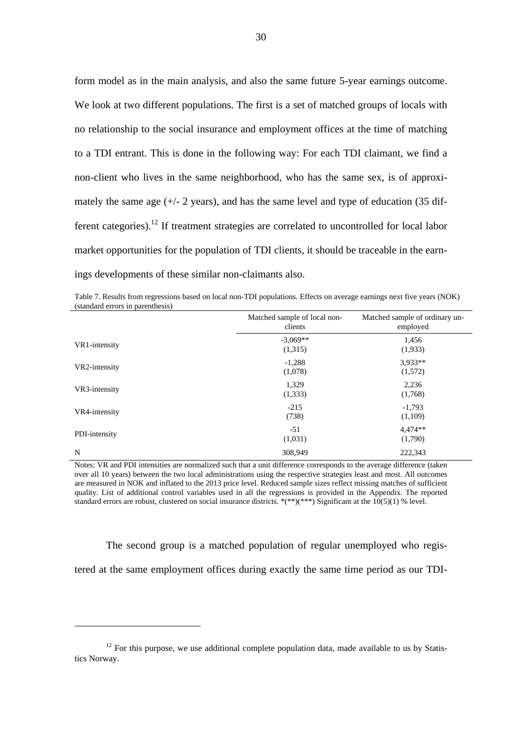form model as in the main analysis, and also the same future 5-year earnings outcome. We look at two different populations. The first is a set of matched groups of locals with no relationship to the social insurance and employment offices at the time of matching to a TDI entrant. This is done in the following way: For each TDI claimant, we find a non-client who lives in the same neighborhood, who has the same sex, is of approximately the same age (+/- 2 years), and has the same level and type of education (35 different categories).[12] If treatment strategies are correlated to uncontrolled for local labor market opportunities for the population of TDI clients, it should be traceable in the earnings developments of these similar non-claimants also.

Table 7. Results from regressions based on local non-TDI populations. Effects on average earnings next five years (NOK) (standard errors in parenthesis)

| | Matched sample of local non-clients | Matched sample of ordinary unemployed |
|---|---|---|
| VR1-intensity | -3,069** (1,315) | 1,456 (1,933) |
| VR2-intensity | -1,288 (1,078) | 3,933** (1,572) |
| VR3-intensity | 1,329 (1,333) | 2,236 (1,768) |
| VR4-intensity | -215 (738) | -1,793 (1,109) |
| PDI-intensity | -51 (1,031) | 4,474** (1,790) |
| N | 308,949 | 222,343 |

Notes: VR and PDI intensities are normalized such that a unit difference corresponds to the average difference (taken over all 10 years) between the two local administrations using the respective strategies least and most. All outcomes are measured in NOK and inflated to the 2013 price level. Reduced sample sizes reflect missing matches of sufficient quality. List of additional control variables used in all the regressions is provided in the Appendix. The reported standard errors are robust, clustered on social insurance districts. *(**)(***) Significant at the 10(5)(1) % level.

The second group is a matched population of regular unemployed who registered at the same employment offices during exactly the same time period as our TDI-

[12] For this purpose, we use additional complete population data, made available to us by Statistics Norway.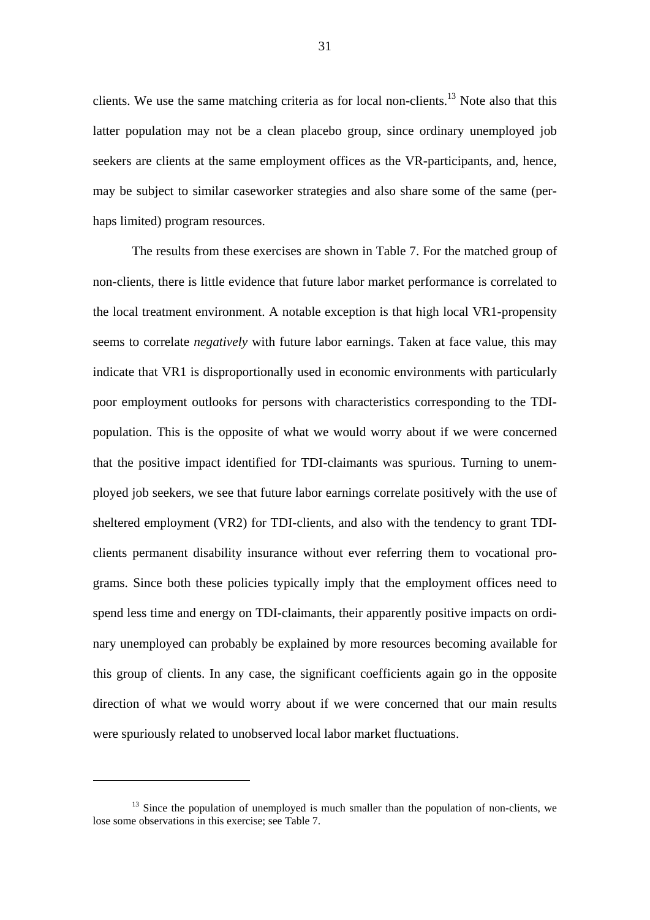clients. We use the same matching criteria as for local non-clients.[13] Note also that this latter population may not be a clean placebo group, since ordinary unemployed job seekers are clients at the same employment offices as the VR-participants, and, hence, may be subject to similar caseworker strategies and also share some of the same (perhaps limited) program resources.

The results from these exercises are shown in Table 7. For the matched group of non-clients, there is little evidence that future labor market performance is correlated to the local treatment environment. A notable exception is that high local VR1-propensity seems to correlate *negatively* with future labor earnings. Taken at face value, this may indicate that VR1 is disproportionally used in economic environments with particularly poor employment outlooks for persons with characteristics corresponding to the TDI-population. This is the opposite of what we would worry about if we were concerned that the positive impact identified for TDI-claimants was spurious. Turning to unemployed job seekers, we see that future labor earnings correlate positively with the use of sheltered employment (VR2) for TDI-clients, and also with the tendency to grant TDI-clients permanent disability insurance without ever referring them to vocational programs. Since both these policies typically imply that the employment offices need to spend less time and energy on TDI-claimants, their apparently positive impacts on ordinary unemployed can probably be explained by more resources becoming available for this group of clients. In any case, the significant coefficients again go in the opposite direction of what we would worry about if we were concerned that our main results were spuriously related to unobserved local labor market fluctuations.

[13] Since the population of unemployed is much smaller than the population of non-clients, we lose some observations in this exercise; see Table 7.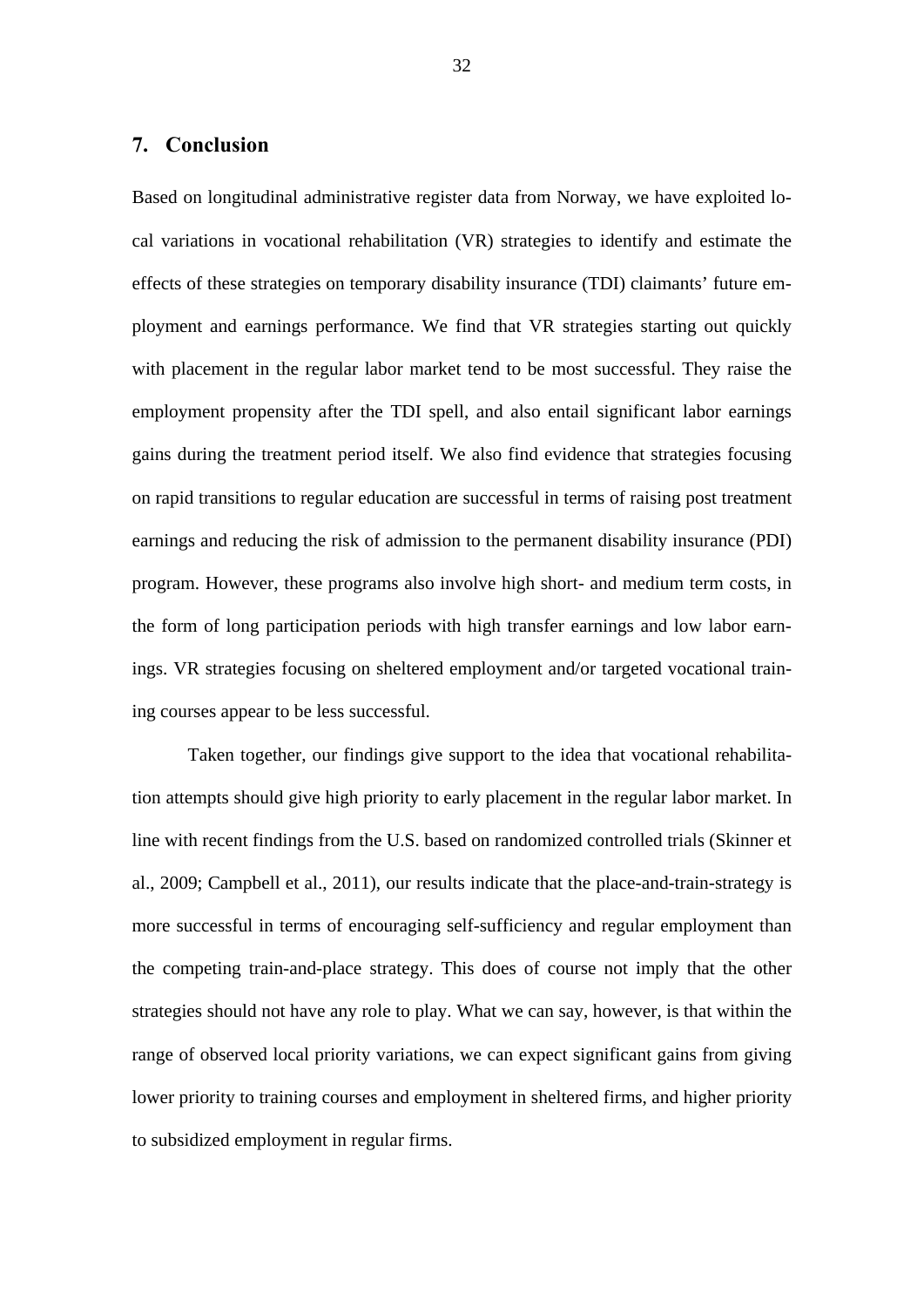## 7. Conclusion

Based on longitudinal administrative register data from Norway, we have exploited local variations in vocational rehabilitation (VR) strategies to identify and estimate the effects of these strategies on temporary disability insurance (TDI) claimants' future employment and earnings performance. We find that VR strategies starting out quickly with placement in the regular labor market tend to be most successful. They raise the employment propensity after the TDI spell, and also entail significant labor earnings gains during the treatment period itself. We also find evidence that strategies focusing on rapid transitions to regular education are successful in terms of raising post treatment earnings and reducing the risk of admission to the permanent disability insurance (PDI) program. However, these programs also involve high short- and medium term costs, in the form of long participation periods with high transfer earnings and low labor earnings. VR strategies focusing on sheltered employment and/or targeted vocational training courses appear to be less successful.

Taken together, our findings give support to the idea that vocational rehabilitation attempts should give high priority to early placement in the regular labor market. In line with recent findings from the U.S. based on randomized controlled trials (Skinner et al., 2009; Campbell et al., 2011), our results indicate that the place-and-train-strategy is more successful in terms of encouraging self-sufficiency and regular employment than the competing train-and-place strategy. This does of course not imply that the other strategies should not have any role to play. What we can say, however, is that within the range of observed local priority variations, we can expect significant gains from giving lower priority to training courses and employment in sheltered firms, and higher priority to subsidized employment in regular firms.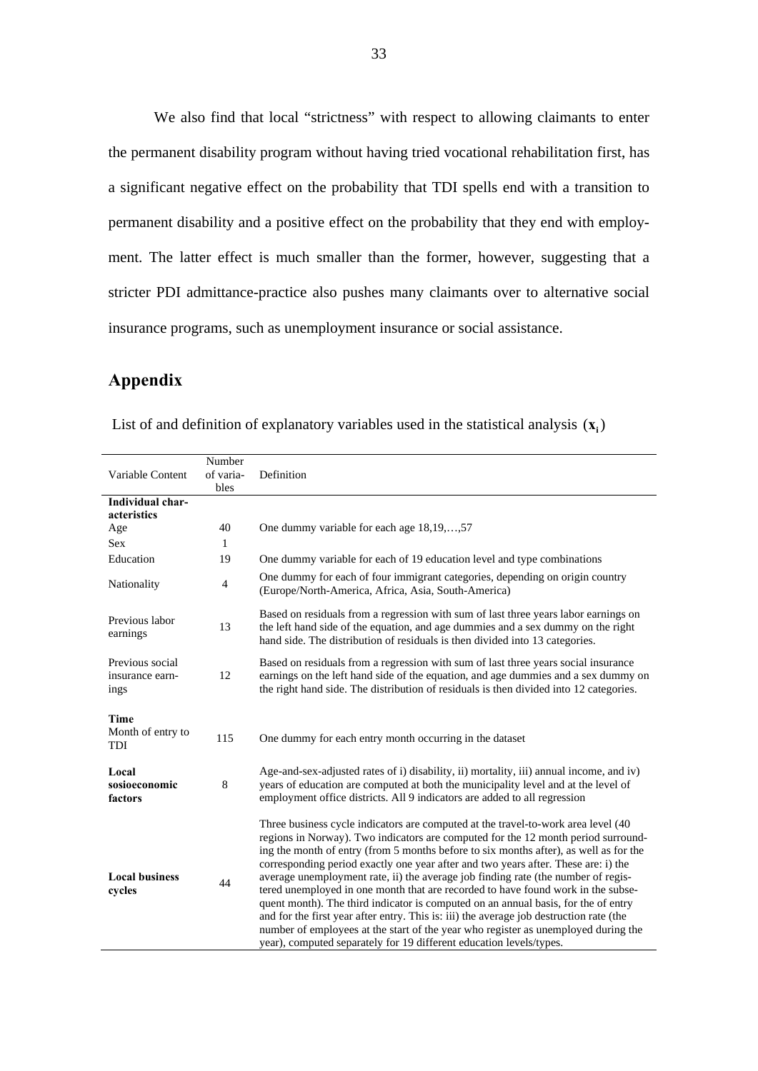We also find that local "strictness" with respect to allowing claimants to enter the permanent disability program without having tried vocational rehabilitation first, has a significant negative effect on the probability that TDI spells end with a transition to permanent disability and a positive effect on the probability that they end with employment. The latter effect is much smaller than the former, however, suggesting that a stricter PDI admittance-practice also pushes many claimants over to alternative social insurance programs, such as unemployment insurance or social assistance.

## Appendix

List of and definition of explanatory variables used in the statistical analysis $(\mathbf{x}_i)$

| Variable Content | Number of variables | Definition |
|---|---|---|
| **Individual characteristics** | | |
| Age | 40 | One dummy variable for each age 18,19,…,57 |
| Sex | 1 | |
| Education | 19 | One dummy variable for each of 19 education level and type combinations |
| Nationality | 4 | One dummy for each of four immigrant categories, depending on origin country (Europe/North-America, Africa, Asia, South-America) |
| Previous labor earnings | 13 | Based on residuals from a regression with sum of last three years labor earnings on the left hand side of the equation, and age dummies and a sex dummy on the right hand side. The distribution of residuals is then divided into 13 categories. |
| Previous social insurance earnings | 12 | Based on residuals from a regression with sum of last three years social insurance earnings on the left hand side of the equation, and age dummies and a sex dummy on the right hand side. The distribution of residuals is then divided into 12 categories. |
| **Time** | | |
| Month of entry to TDI | 115 | One dummy for each entry month occurring in the dataset |
| **Local sosioeconomic factors** | 8 | Age-and-sex-adjusted rates of i) disability, ii) mortality, iii) annual income, and iv) years of education are computed at both the municipality level and at the level of employment office districts. All 9 indicators are added to all regression |
| **Local business cycles** | 44 | Three business cycle indicators are computed at the travel-to-work area level (40 regions in Norway). Two indicators are computed for the 12 month period surrounding the month of entry (from 5 months before to six months after), as well as for the corresponding period exactly one year after and two years after. These are: i) the average unemployment rate, ii) the average job finding rate (the number of registered unemployed in one month that are recorded to have found work in the subsequent month). The third indicator is computed on an annual basis, for the of entry and for the first year after entry. This is: iii) the average job destruction rate (the number of employees at the start of the year who register as unemployed during the year), computed separately for 19 different education levels/types. |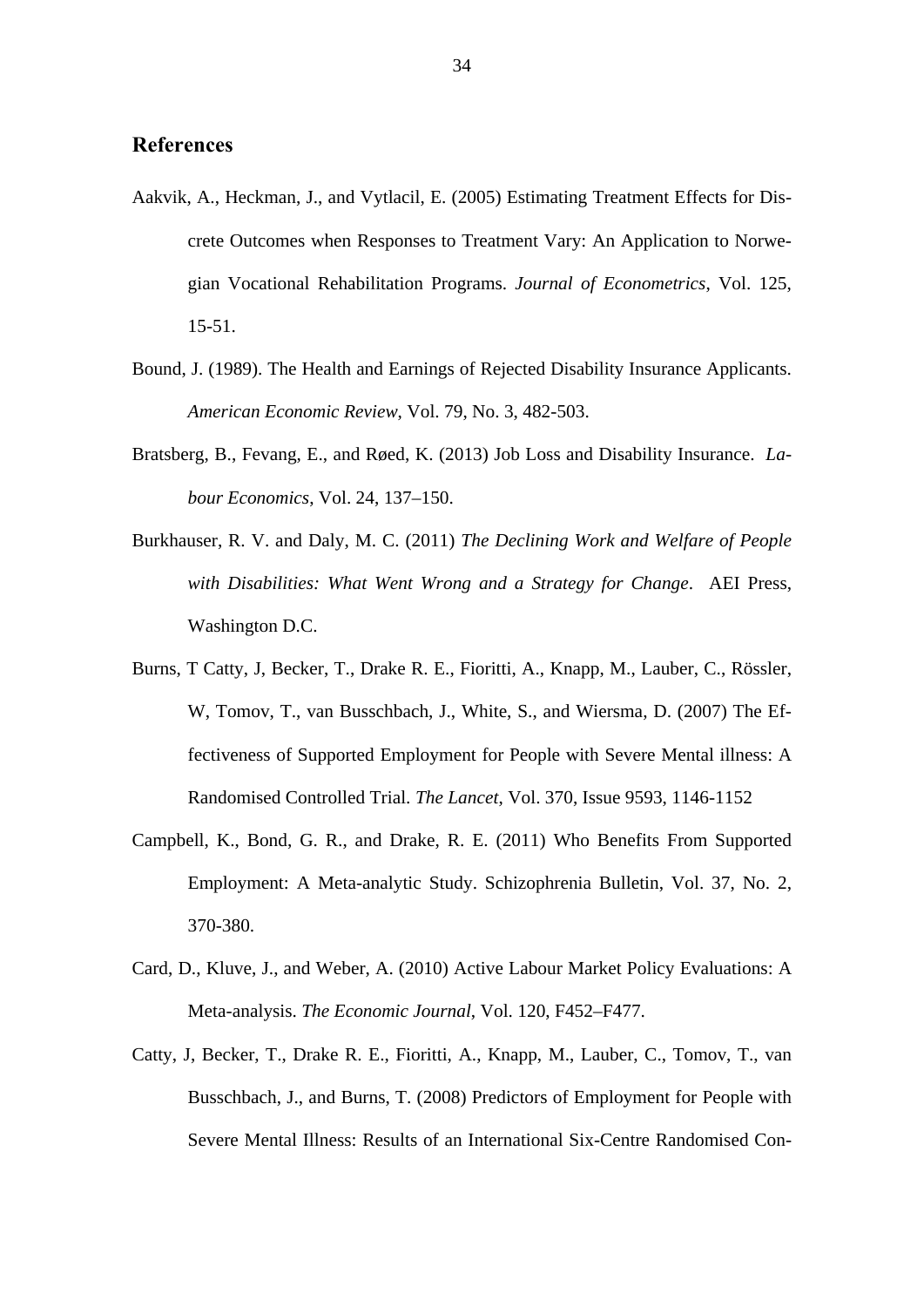## References

Aakvik, A., Heckman, J., and Vytlacil, E. (2005) Estimating Treatment Effects for Discrete Outcomes when Responses to Treatment Vary: An Application to Norwegian Vocational Rehabilitation Programs. *Journal of Econometrics*, Vol. 125, 15-51.

Bound, J. (1989). The Health and Earnings of Rejected Disability Insurance Applicants. *American Economic Review*, Vol. 79, No. 3, 482-503.

Bratsberg, B., Fevang, E., and Røed, K. (2013) Job Loss and Disability Insurance. *Labour Economics*, Vol. 24, 137–150.

Burkhauser, R. V. and Daly, M. C. (2011) *The Declining Work and Welfare of People with Disabilities: What Went Wrong and a Strategy for Change*. AEI Press, Washington D.C.

Burns, T Catty, J, Becker, T., Drake R. E., Fioritti, A., Knapp, M., Lauber, C., Rössler, W, Tomov, T., van Busschbach, J., White, S., and Wiersma, D. (2007) The Effectiveness of Supported Employment for People with Severe Mental illness: A Randomised Controlled Trial. *The Lancet*, Vol. 370, Issue 9593, 1146-1152

Campbell, K., Bond, G. R., and Drake, R. E. (2011) Who Benefits From Supported Employment: A Meta-analytic Study. Schizophrenia Bulletin, Vol. 37, No. 2, 370-380.

Card, D., Kluve, J., and Weber, A. (2010) Active Labour Market Policy Evaluations: A Meta-analysis. *The Economic Journal*, Vol. 120, F452–F477.

Catty, J, Becker, T., Drake R. E., Fioritti, A., Knapp, M., Lauber, C., Tomov, T., van Busschbach, J., and Burns, T. (2008) Predictors of Employment for People with Severe Mental Illness: Results of an International Six-Centre Randomised Con-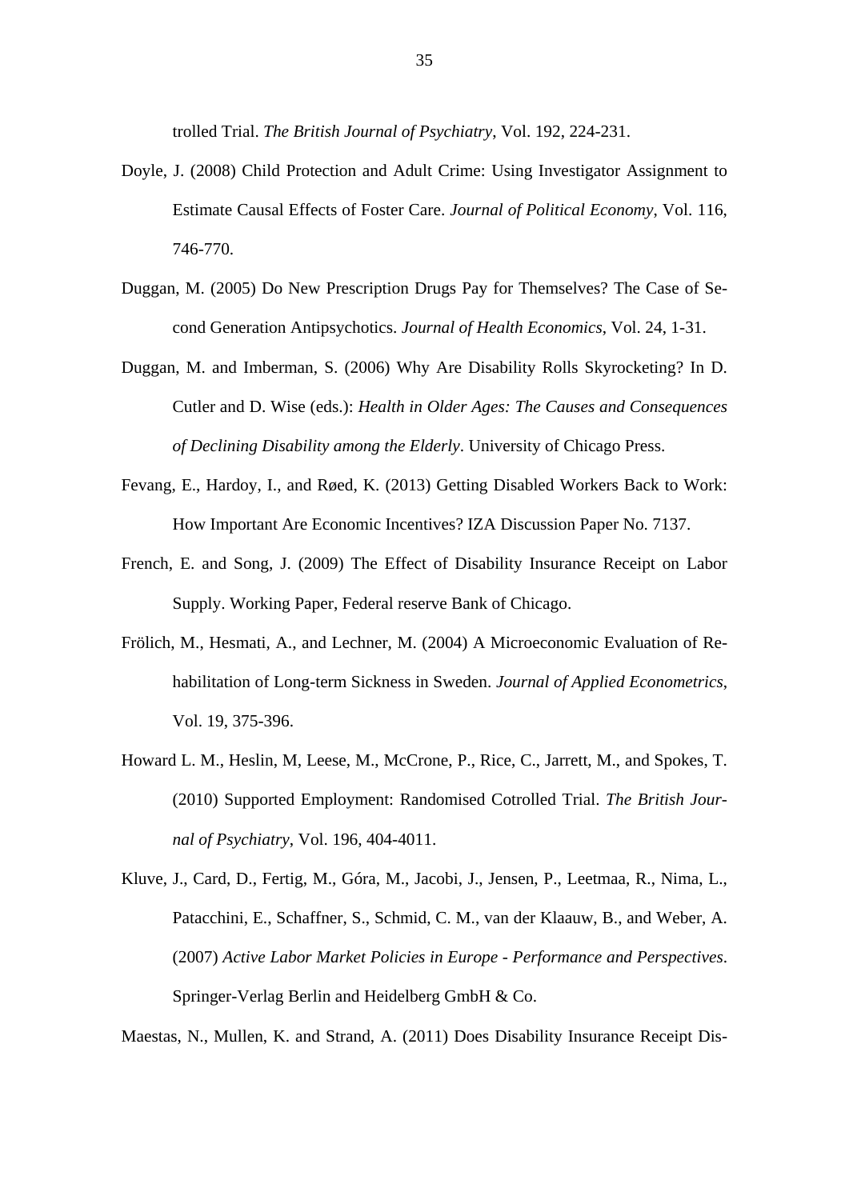trolled Trial. *The British Journal of Psychiatry*, Vol. 192, 224-231.

Doyle, J. (2008) Child Protection and Adult Crime: Using Investigator Assignment to Estimate Causal Effects of Foster Care. *Journal of Political Economy*, Vol. 116, 746-770.

Duggan, M. (2005) Do New Prescription Drugs Pay for Themselves? The Case of Second Generation Antipsychotics. *Journal of Health Economics*, Vol. 24, 1-31.

Duggan, M. and Imberman, S. (2006) Why Are Disability Rolls Skyrocketing? In D. Cutler and D. Wise (eds.): *Health in Older Ages: The Causes and Consequences of Declining Disability among the Elderly*. University of Chicago Press.

Fevang, E., Hardoy, I., and Røed, K. (2013) Getting Disabled Workers Back to Work: How Important Are Economic Incentives? IZA Discussion Paper No. 7137.

French, E. and Song, J. (2009) The Effect of Disability Insurance Receipt on Labor Supply. Working Paper, Federal reserve Bank of Chicago.

Frölich, M., Hesmati, A., and Lechner, M. (2004) A Microeconomic Evaluation of Rehabilitation of Long-term Sickness in Sweden. *Journal of Applied Econometrics*, Vol. 19, 375-396.

Howard L. M., Heslin, M, Leese, M., McCrone, P., Rice, C., Jarrett, M., and Spokes, T. (2010) Supported Employment: Randomised Cotrolled Trial. *The British Journal of Psychiatry*, Vol. 196, 404-4011.

Kluve, J., Card, D., Fertig, M., Góra, M., Jacobi, J., Jensen, P., Leetmaa, R., Nima, L., Patacchini, E., Schaffner, S., Schmid, C. M., van der Klaauw, B., and Weber, A. (2007) *Active Labor Market Policies in Europe - Performance and Perspectives*. Springer-Verlag Berlin and Heidelberg GmbH & Co.

Maestas, N., Mullen, K. and Strand, A. (2011) Does Disability Insurance Receipt Dis-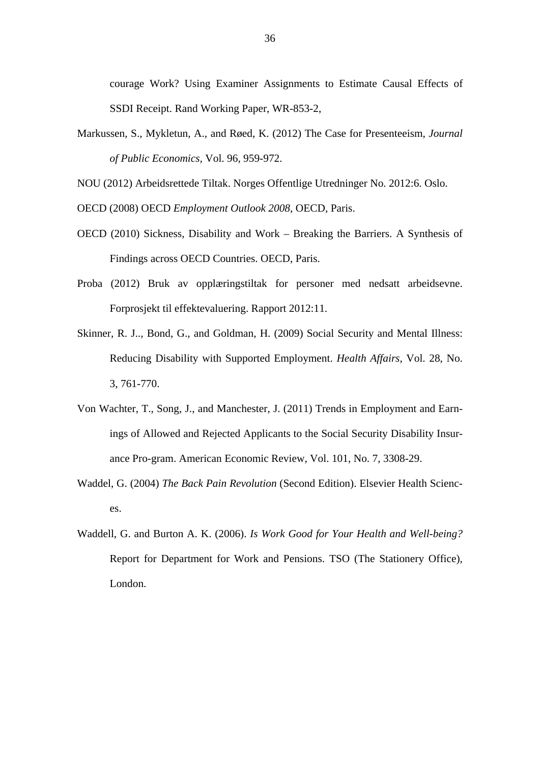courage Work? Using Examiner Assignments to Estimate Causal Effects of SSDI Receipt. Rand Working Paper, WR-853-2,

Markussen, S., Mykletun, A., and Røed, K. (2012) The Case for Presenteeism, *Journal of Public Economics*, Vol. 96, 959-972.

NOU (2012) Arbeidsrettede Tiltak. Norges Offentlige Utredninger No. 2012:6. Oslo.

OECD (2008) OECD *Employment Outlook 2008*, OECD, Paris.

OECD (2010) Sickness, Disability and Work – Breaking the Barriers. A Synthesis of Findings across OECD Countries. OECD, Paris.

Proba (2012) Bruk av opplæringstiltak for personer med nedsatt arbeidsevne. Forprosjekt til effektevaluering. Rapport 2012:11.

Skinner, R. J.., Bond, G., and Goldman, H. (2009) Social Security and Mental Illness: Reducing Disability with Supported Employment. *Health Affairs*, Vol. 28, No. 3, 761-770.

Von Wachter, T., Song, J., and Manchester, J. (2011) Trends in Employment and Earnings of Allowed and Rejected Applicants to the Social Security Disability Insurance Pro-gram. American Economic Review, Vol. 101, No. 7, 3308-29.

Waddel, G. (2004) *The Back Pain Revolution* (Second Edition). Elsevier Health Sciences.

Waddell, G. and Burton A. K. (2006). *Is Work Good for Your Health and Well-being?* Report for Department for Work and Pensions. TSO (The Stationery Office), London.